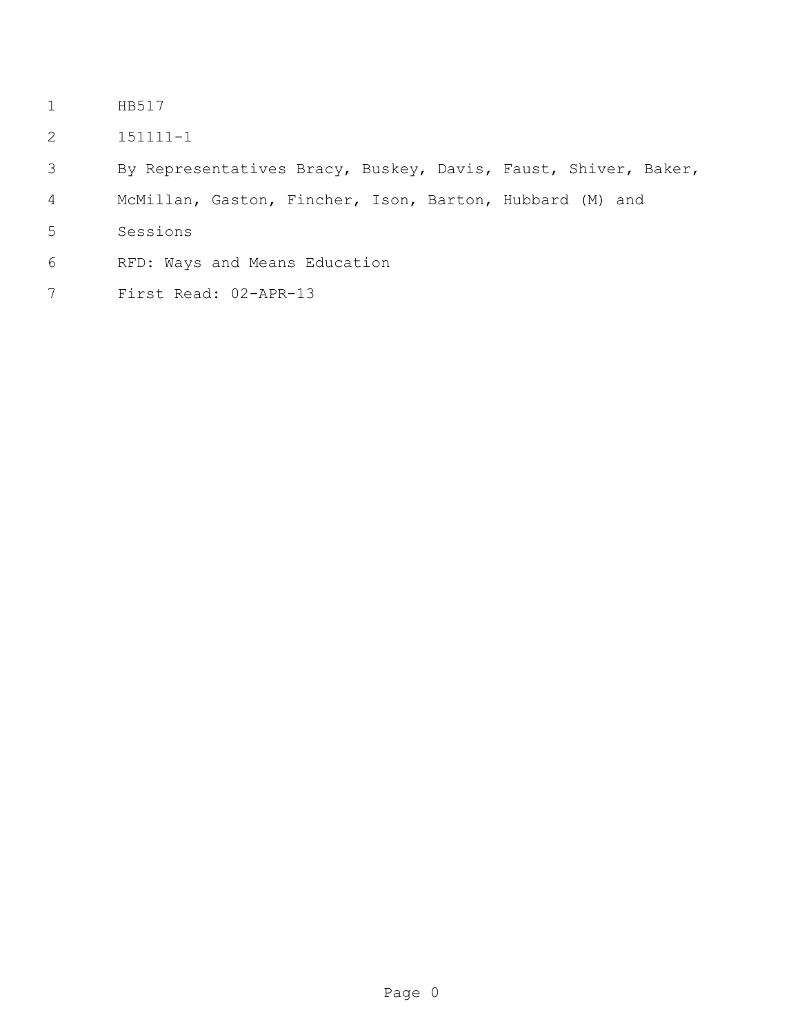HB517

151111-1

By Representatives Bracy, Buskey, Davis, Faust, Shiver, Baker, McMillan, Gaston, Fincher, Ison, Barton, Hubbard (M) and Sessions

RFD: Ways and Means Education

First Read: 02-APR-13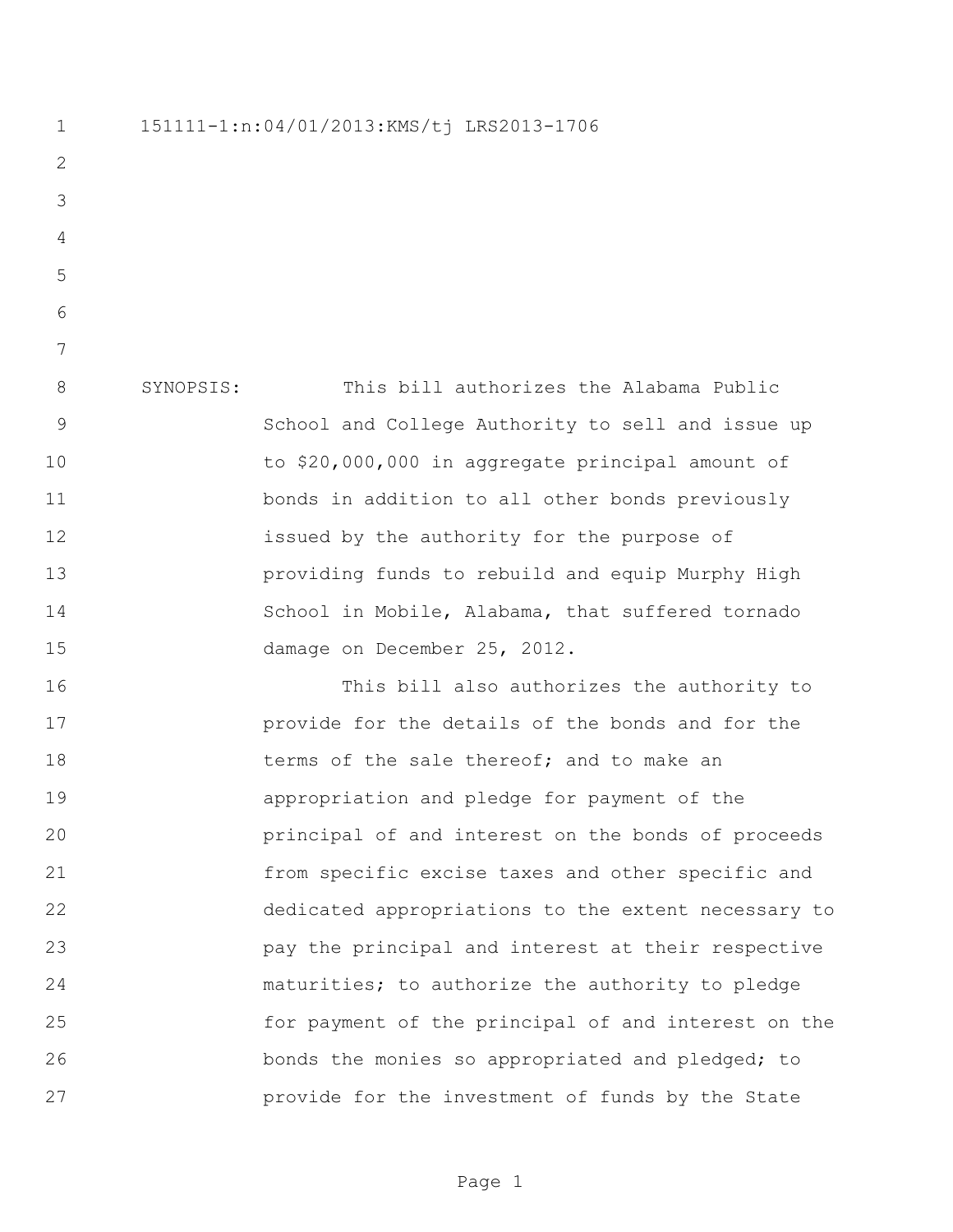151111-1:n:04/01/2013:KMS/tj LRS2013-1706

SYNOPSIS: This bill authorizes the Alabama Public School and College Authority to sell and issue up to $20,000,000 in aggregate principal amount of bonds in addition to all other bonds previously issued by the authority for the purpose of providing funds to rebuild and equip Murphy High School in Mobile, Alabama, that suffered tornado damage on December 25, 2012.

This bill also authorizes the authority to provide for the details of the bonds and for the terms of the sale thereof; and to make an appropriation and pledge for payment of the principal of and interest on the bonds of proceeds from specific excise taxes and other specific and dedicated appropriations to the extent necessary to pay the principal and interest at their respective maturities; to authorize the authority to pledge for payment of the principal of and interest on the bonds the monies so appropriated and pledged; to provide for the investment of funds by the State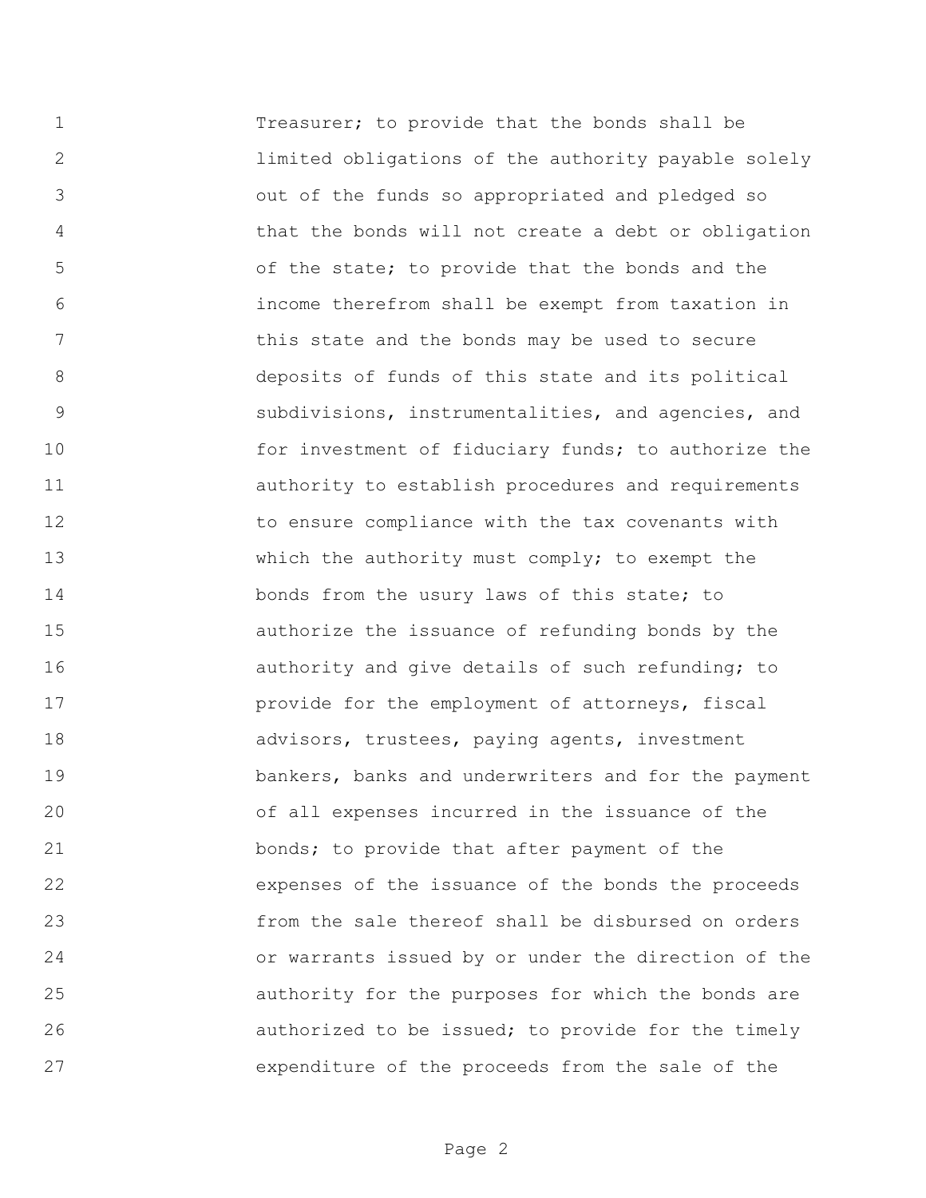Treasurer; to provide that the bonds shall be limited obligations of the authority payable solely out of the funds so appropriated and pledged so that the bonds will not create a debt or obligation of the state; to provide that the bonds and the income therefrom shall be exempt from taxation in this state and the bonds may be used to secure deposits of funds of this state and its political subdivisions, instrumentalities, and agencies, and for investment of fiduciary funds; to authorize the authority to establish procedures and requirements to ensure compliance with the tax covenants with which the authority must comply; to exempt the bonds from the usury laws of this state; to authorize the issuance of refunding bonds by the authority and give details of such refunding; to provide for the employment of attorneys, fiscal advisors, trustees, paying agents, investment bankers, banks and underwriters and for the payment of all expenses incurred in the issuance of the bonds; to provide that after payment of the expenses of the issuance of the bonds the proceeds from the sale thereof shall be disbursed on orders or warrants issued by or under the direction of the authority for the purposes for which the bonds are authorized to be issued; to provide for the timely expenditure of the proceeds from the sale of the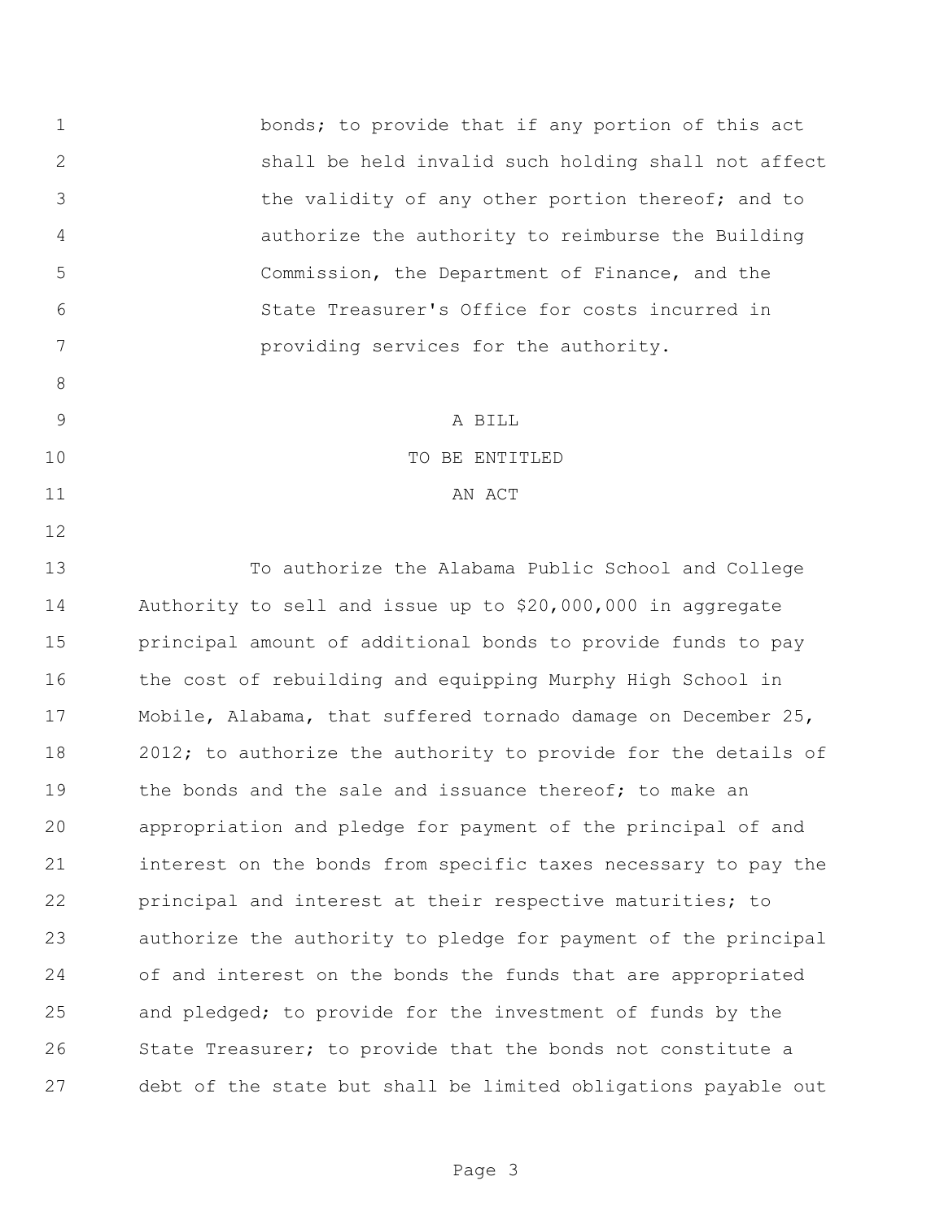bonds; to provide that if any portion of this act shall be held invalid such holding shall not affect the validity of any other portion thereof; and to authorize the authority to reimburse the Building Commission, the Department of Finance, and the State Treasurer's Office for costs incurred in providing services for the authority.

A BILL

TO BE ENTITLED

AN ACT

To authorize the Alabama Public School and College Authority to sell and issue up to $20,000,000 in aggregate principal amount of additional bonds to provide funds to pay the cost of rebuilding and equipping Murphy High School in Mobile, Alabama, that suffered tornado damage on December 25, 2012; to authorize the authority to provide for the details of the bonds and the sale and issuance thereof; to make an appropriation and pledge for payment of the principal of and interest on the bonds from specific taxes necessary to pay the principal and interest at their respective maturities; to authorize the authority to pledge for payment of the principal of and interest on the bonds the funds that are appropriated and pledged; to provide for the investment of funds by the State Treasurer; to provide that the bonds not constitute a debt of the state but shall be limited obligations payable out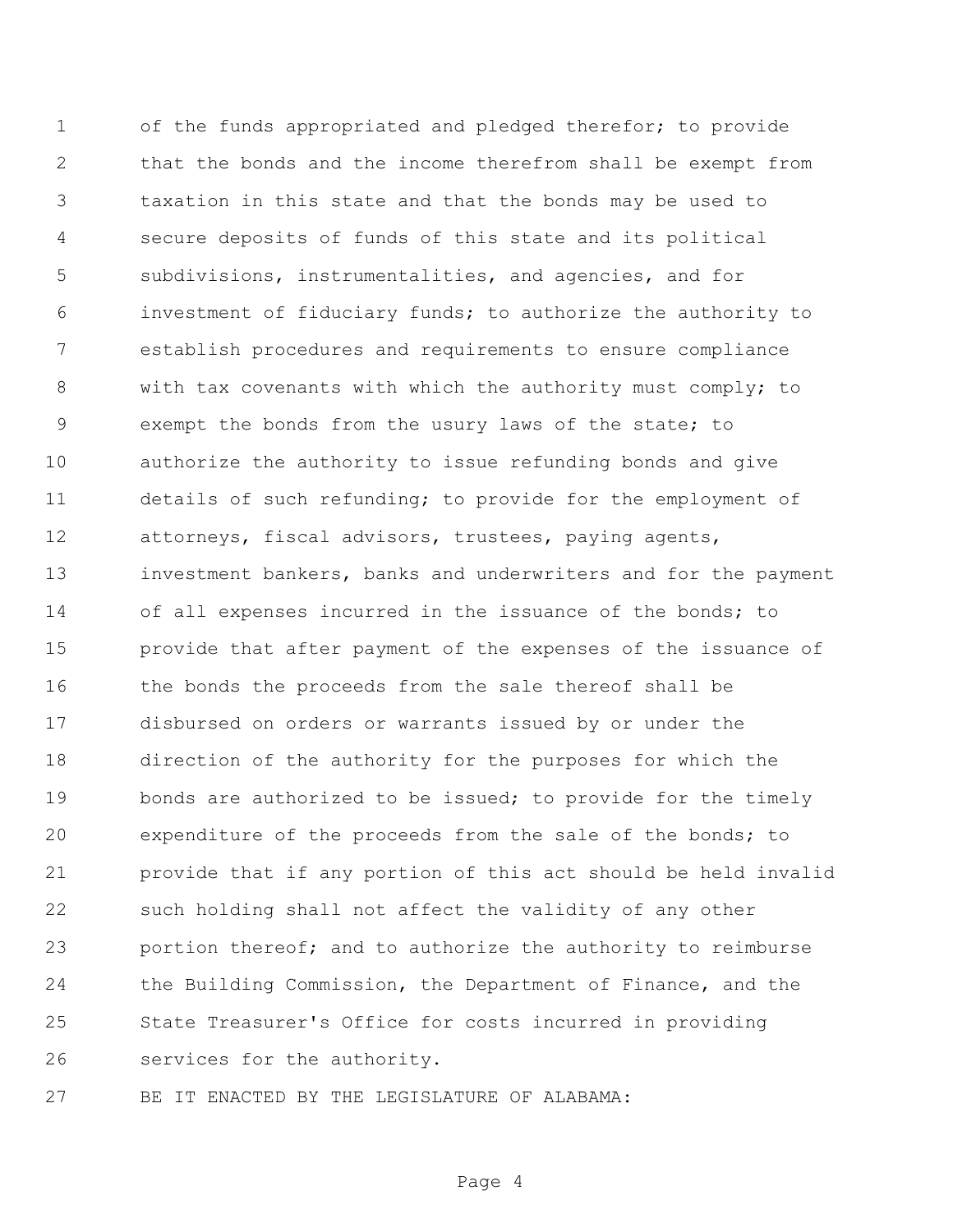of the funds appropriated and pledged therefor; to provide that the bonds and the income therefrom shall be exempt from taxation in this state and that the bonds may be used to secure deposits of funds of this state and its political subdivisions, instrumentalities, and agencies, and for investment of fiduciary funds; to authorize the authority to establish procedures and requirements to ensure compliance with tax covenants with which the authority must comply; to exempt the bonds from the usury laws of the state; to authorize the authority to issue refunding bonds and give details of such refunding; to provide for the employment of attorneys, fiscal advisors, trustees, paying agents, investment bankers, banks and underwriters and for the payment of all expenses incurred in the issuance of the bonds; to provide that after payment of the expenses of the issuance of the bonds the proceeds from the sale thereof shall be disbursed on orders or warrants issued by or under the direction of the authority for the purposes for which the bonds are authorized to be issued; to provide for the timely expenditure of the proceeds from the sale of the bonds; to provide that if any portion of this act should be held invalid such holding shall not affect the validity of any other portion thereof; and to authorize the authority to reimburse the Building Commission, the Department of Finance, and the State Treasurer's Office for costs incurred in providing services for the authority.

BE IT ENACTED BY THE LEGISLATURE OF ALABAMA: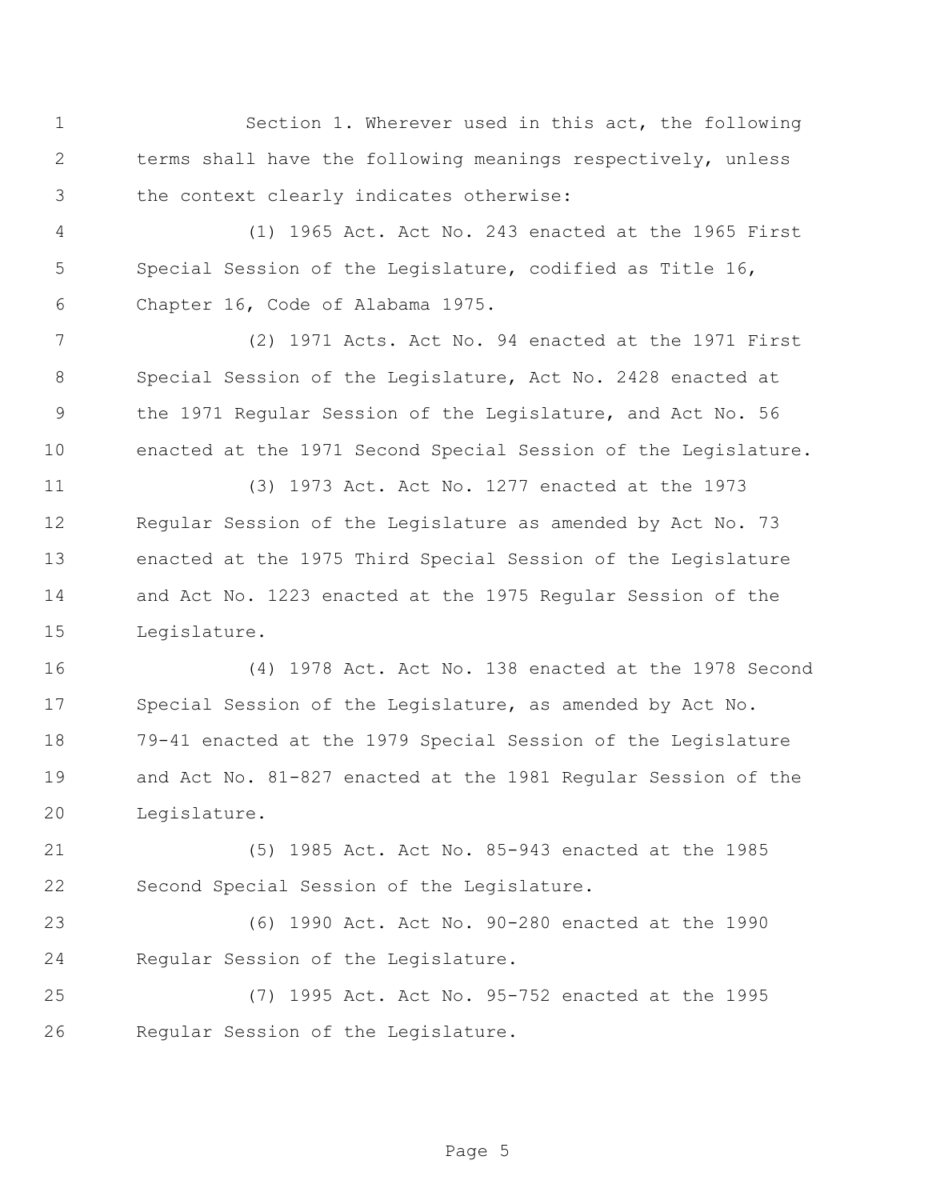Section 1. Wherever used in this act, the following terms shall have the following meanings respectively, unless the context clearly indicates otherwise:

(1) 1965 Act. Act No. 243 enacted at the 1965 First Special Session of the Legislature, codified as Title 16, Chapter 16, Code of Alabama 1975.

(2) 1971 Acts. Act No. 94 enacted at the 1971 First Special Session of the Legislature, Act No. 2428 enacted at the 1971 Regular Session of the Legislature, and Act No. 56 enacted at the 1971 Second Special Session of the Legislature.

(3) 1973 Act. Act No. 1277 enacted at the 1973 Regular Session of the Legislature as amended by Act No. 73 enacted at the 1975 Third Special Session of the Legislature and Act No. 1223 enacted at the 1975 Regular Session of the Legislature.

(4) 1978 Act. Act No. 138 enacted at the 1978 Second Special Session of the Legislature, as amended by Act No. 79-41 enacted at the 1979 Special Session of the Legislature and Act No. 81-827 enacted at the 1981 Regular Session of the Legislature.

(5) 1985 Act. Act No. 85-943 enacted at the 1985 Second Special Session of the Legislature.

(6) 1990 Act. Act No. 90-280 enacted at the 1990 Regular Session of the Legislature.

(7) 1995 Act. Act No. 95-752 enacted at the 1995 Regular Session of the Legislature.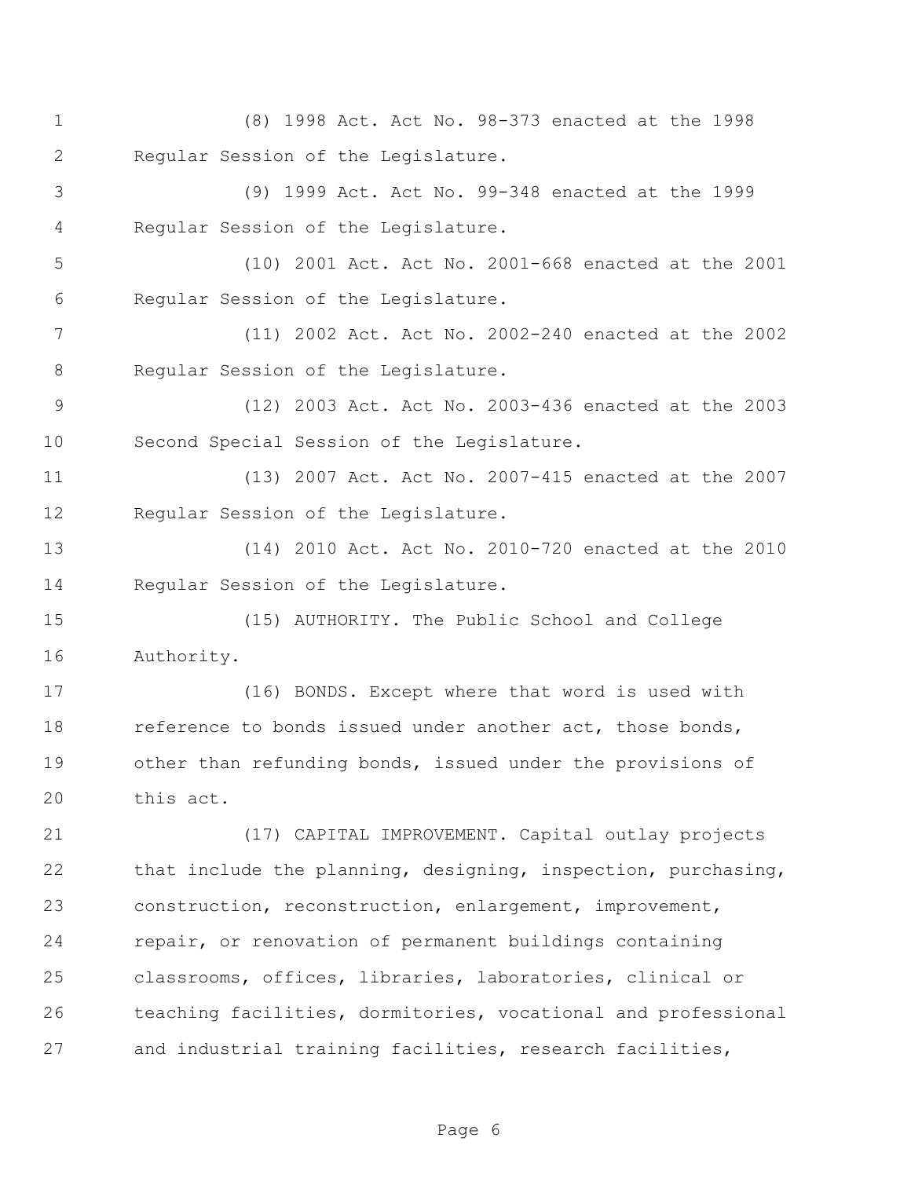(8) 1998 Act. Act No. 98-373 enacted at the 1998 Regular Session of the Legislature.

(9) 1999 Act. Act No. 99-348 enacted at the 1999 Regular Session of the Legislature.

(10) 2001 Act. Act No. 2001-668 enacted at the 2001 Regular Session of the Legislature.

(11) 2002 Act. Act No. 2002-240 enacted at the 2002 Regular Session of the Legislature.

(12) 2003 Act. Act No. 2003-436 enacted at the 2003 Second Special Session of the Legislature.

(13) 2007 Act. Act No. 2007-415 enacted at the 2007 Regular Session of the Legislature.

(14) 2010 Act. Act No. 2010-720 enacted at the 2010 Regular Session of the Legislature.

(15) AUTHORITY. The Public School and College Authority.

(16) BONDS. Except where that word is used with reference to bonds issued under another act, those bonds, other than refunding bonds, issued under the provisions of this act.

(17) CAPITAL IMPROVEMENT. Capital outlay projects that include the planning, designing, inspection, purchasing, construction, reconstruction, enlargement, improvement, repair, or renovation of permanent buildings containing classrooms, offices, libraries, laboratories, clinical or teaching facilities, dormitories, vocational and professional and industrial training facilities, research facilities,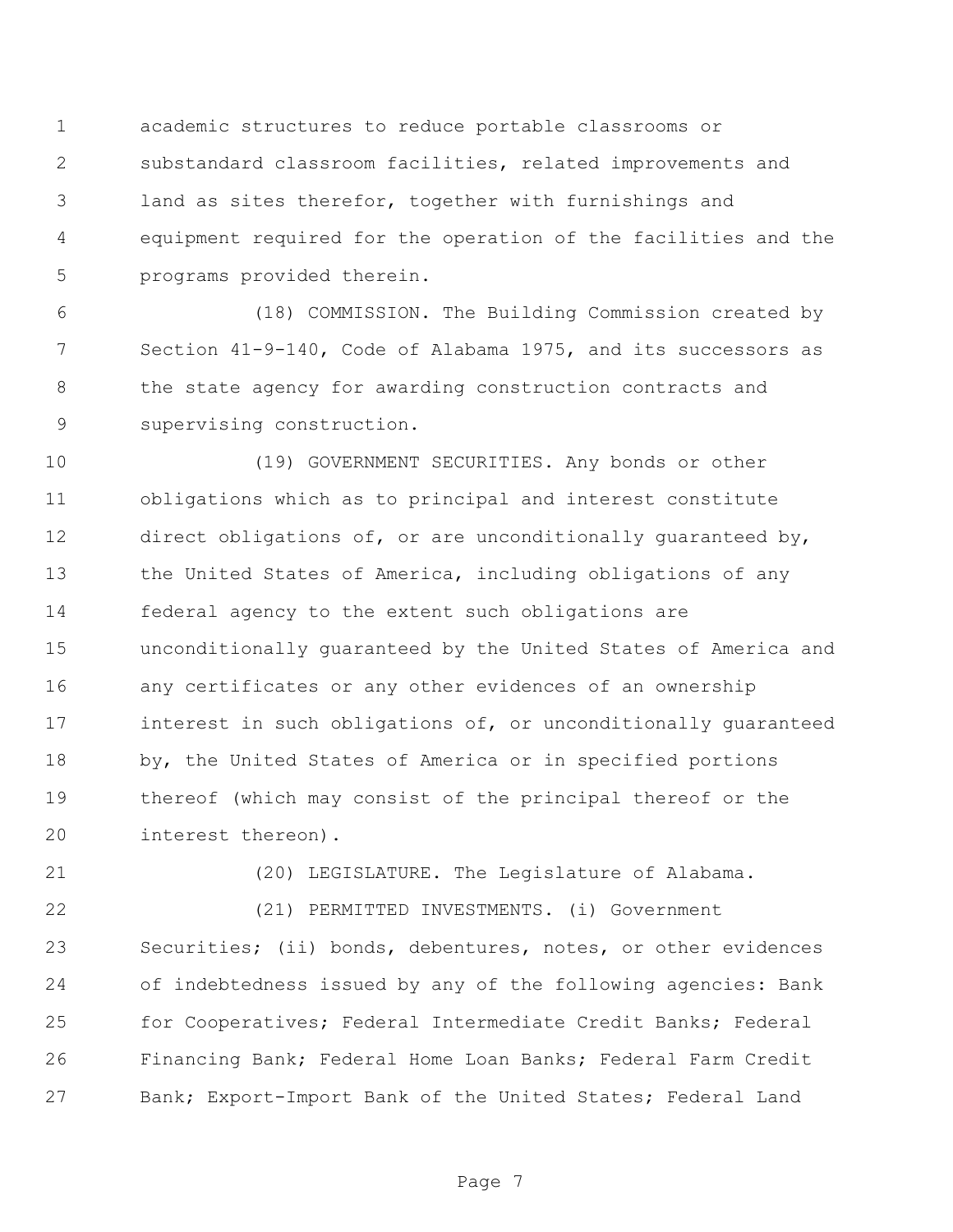academic structures to reduce portable classrooms or substandard classroom facilities, related improvements and land as sites therefor, together with furnishings and equipment required for the operation of the facilities and the programs provided therein.

(18) COMMISSION. The Building Commission created by Section 41-9-140, Code of Alabama 1975, and its successors as the state agency for awarding construction contracts and supervising construction.

(19) GOVERNMENT SECURITIES. Any bonds or other obligations which as to principal and interest constitute direct obligations of, or are unconditionally guaranteed by, the United States of America, including obligations of any federal agency to the extent such obligations are unconditionally guaranteed by the United States of America and any certificates or any other evidences of an ownership interest in such obligations of, or unconditionally guaranteed by, the United States of America or in specified portions thereof (which may consist of the principal thereof or the interest thereon).

(20) LEGISLATURE. The Legislature of Alabama.

(21) PERMITTED INVESTMENTS. (i) Government Securities; (ii) bonds, debentures, notes, or other evidences of indebtedness issued by any of the following agencies: Bank for Cooperatives; Federal Intermediate Credit Banks; Federal Financing Bank; Federal Home Loan Banks; Federal Farm Credit Bank; Export-Import Bank of the United States; Federal Land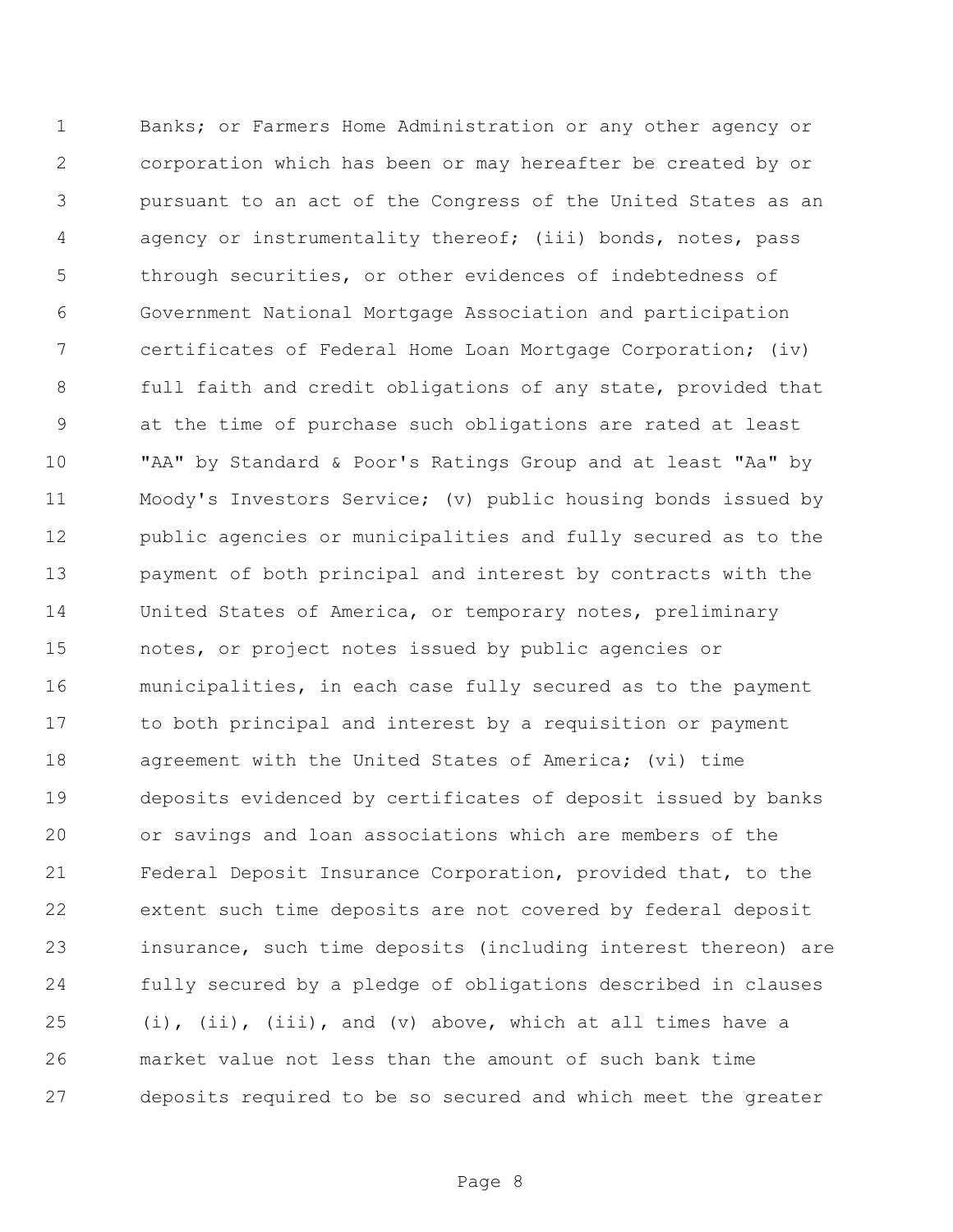Banks; or Farmers Home Administration or any other agency or corporation which has been or may hereafter be created by or pursuant to an act of the Congress of the United States as an agency or instrumentality thereof; (iii) bonds, notes, pass through securities, or other evidences of indebtedness of Government National Mortgage Association and participation certificates of Federal Home Loan Mortgage Corporation; (iv) full faith and credit obligations of any state, provided that at the time of purchase such obligations are rated at least "AA" by Standard & Poor's Ratings Group and at least "Aa" by Moody's Investors Service; (v) public housing bonds issued by public agencies or municipalities and fully secured as to the payment of both principal and interest by contracts with the United States of America, or temporary notes, preliminary notes, or project notes issued by public agencies or municipalities, in each case fully secured as to the payment to both principal and interest by a requisition or payment agreement with the United States of America; (vi) time deposits evidenced by certificates of deposit issued by banks or savings and loan associations which are members of the Federal Deposit Insurance Corporation, provided that, to the extent such time deposits are not covered by federal deposit insurance, such time deposits (including interest thereon) are fully secured by a pledge of obligations described in clauses (i), (ii), (iii), and (v) above, which at all times have a market value not less than the amount of such bank time deposits required to be so secured and which meet the greater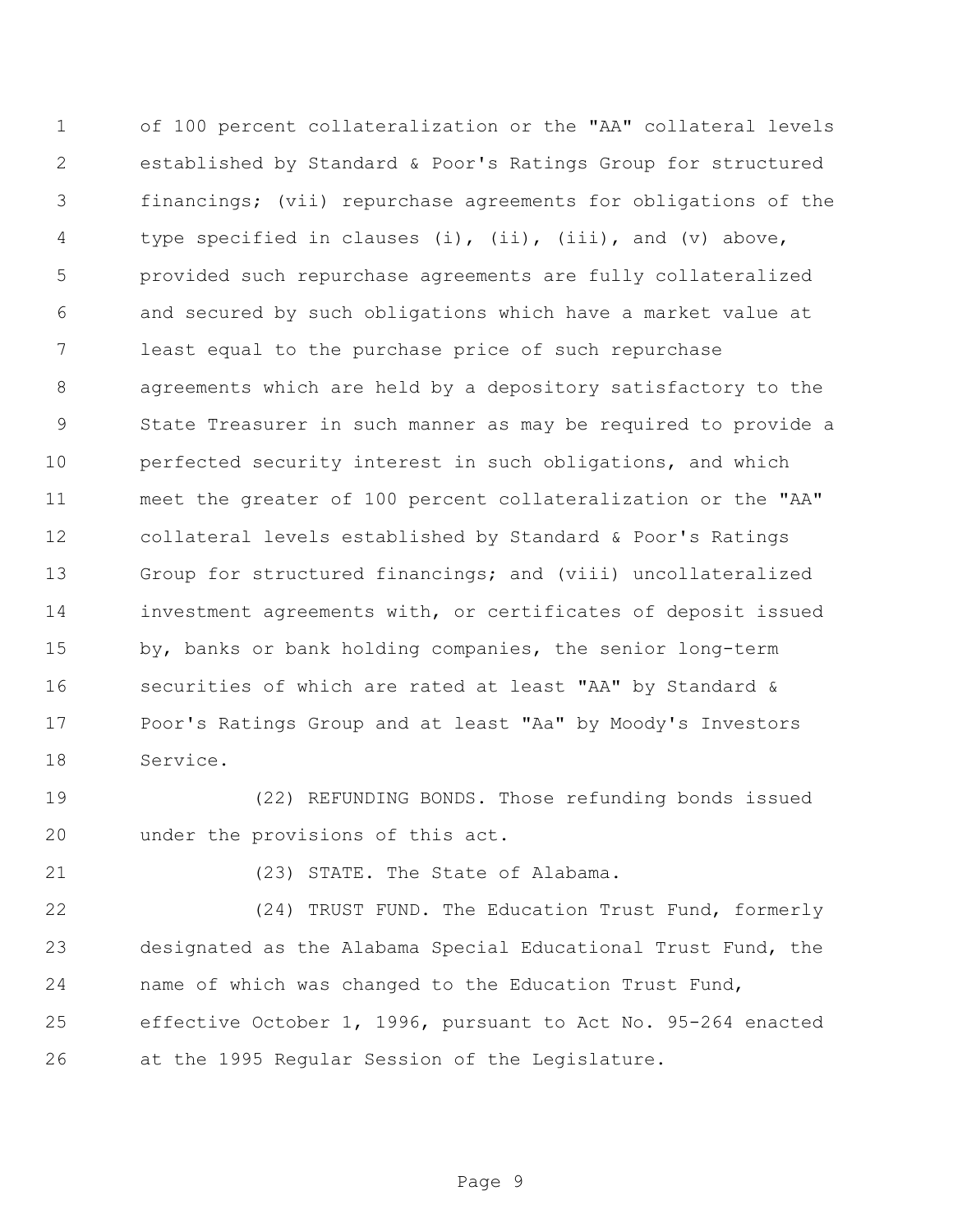of 100 percent collateralization or the "AA" collateral levels established by Standard & Poor's Ratings Group for structured financings; (vii) repurchase agreements for obligations of the type specified in clauses (i), (ii), (iii), and (v) above, provided such repurchase agreements are fully collateralized and secured by such obligations which have a market value at least equal to the purchase price of such repurchase agreements which are held by a depository satisfactory to the State Treasurer in such manner as may be required to provide a perfected security interest in such obligations, and which meet the greater of 100 percent collateralization or the "AA" collateral levels established by Standard & Poor's Ratings Group for structured financings; and (viii) uncollateralized investment agreements with, or certificates of deposit issued by, banks or bank holding companies, the senior long-term securities of which are rated at least "AA" by Standard & Poor's Ratings Group and at least "Aa" by Moody's Investors Service.

(22) REFUNDING BONDS. Those refunding bonds issued under the provisions of this act.

(23) STATE. The State of Alabama.

(24) TRUST FUND. The Education Trust Fund, formerly designated as the Alabama Special Educational Trust Fund, the name of which was changed to the Education Trust Fund, effective October 1, 1996, pursuant to Act No. 95-264 enacted at the 1995 Regular Session of the Legislature.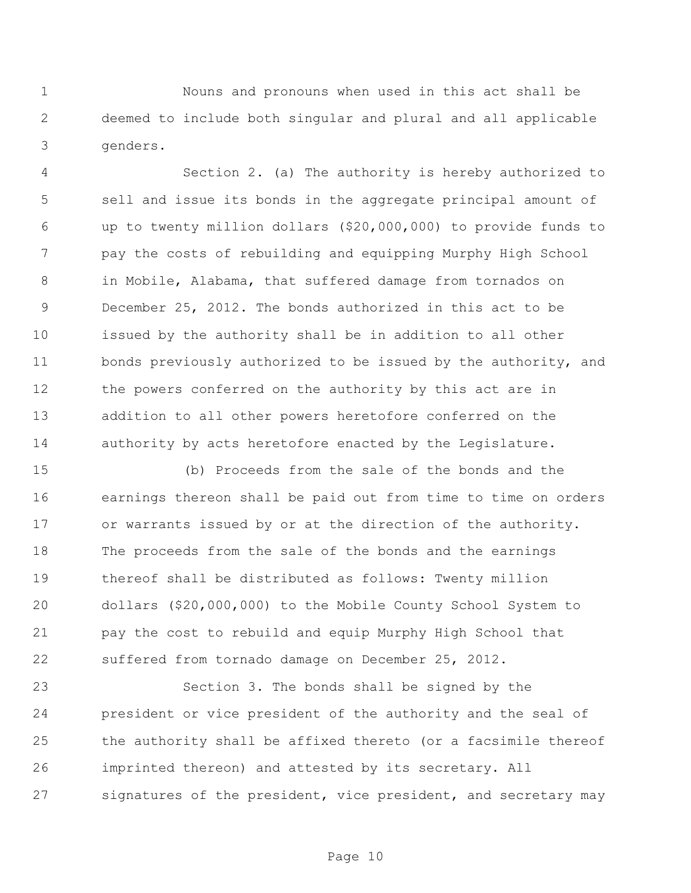Nouns and pronouns when used in this act shall be deemed to include both singular and plural and all applicable genders.

Section 2. (a) The authority is hereby authorized to sell and issue its bonds in the aggregate principal amount of up to twenty million dollars ($20,000,000) to provide funds to pay the costs of rebuilding and equipping Murphy High School in Mobile, Alabama, that suffered damage from tornados on December 25, 2012. The bonds authorized in this act to be issued by the authority shall be in addition to all other bonds previously authorized to be issued by the authority, and the powers conferred on the authority by this act are in addition to all other powers heretofore conferred on the authority by acts heretofore enacted by the Legislature.

(b) Proceeds from the sale of the bonds and the earnings thereon shall be paid out from time to time on orders or warrants issued by or at the direction of the authority. The proceeds from the sale of the bonds and the earnings thereof shall be distributed as follows: Twenty million dollars ($20,000,000) to the Mobile County School System to pay the cost to rebuild and equip Murphy High School that suffered from tornado damage on December 25, 2012.

Section 3. The bonds shall be signed by the president or vice president of the authority and the seal of the authority shall be affixed thereto (or a facsimile thereof imprinted thereon) and attested by its secretary. All signatures of the president, vice president, and secretary may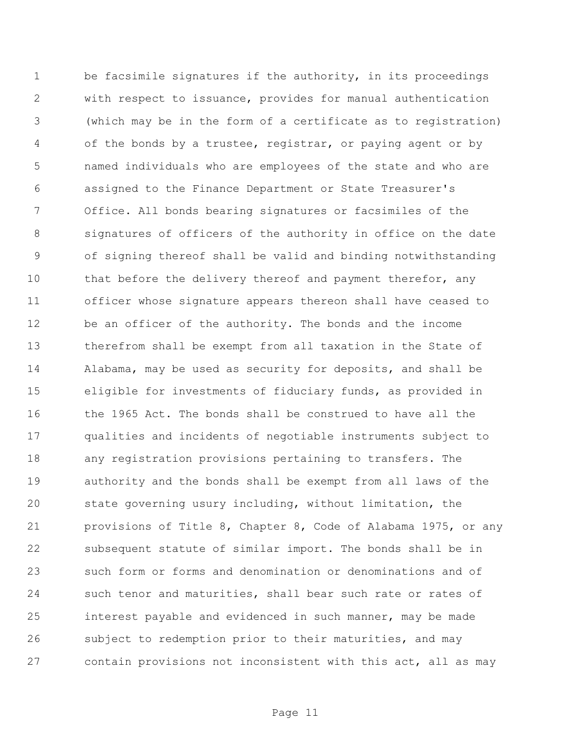be facsimile signatures if the authority, in its proceedings with respect to issuance, provides for manual authentication (which may be in the form of a certificate as to registration) of the bonds by a trustee, registrar, or paying agent or by named individuals who are employees of the state and who are assigned to the Finance Department or State Treasurer's Office. All bonds bearing signatures or facsimiles of the signatures of officers of the authority in office on the date of signing thereof shall be valid and binding notwithstanding that before the delivery thereof and payment therefor, any officer whose signature appears thereon shall have ceased to be an officer of the authority. The bonds and the income therefrom shall be exempt from all taxation in the State of Alabama, may be used as security for deposits, and shall be eligible for investments of fiduciary funds, as provided in the 1965 Act. The bonds shall be construed to have all the qualities and incidents of negotiable instruments subject to any registration provisions pertaining to transfers. The authority and the bonds shall be exempt from all laws of the state governing usury including, without limitation, the provisions of Title 8, Chapter 8, Code of Alabama 1975, or any subsequent statute of similar import. The bonds shall be in such form or forms and denomination or denominations and of such tenor and maturities, shall bear such rate or rates of interest payable and evidenced in such manner, may be made subject to redemption prior to their maturities, and may contain provisions not inconsistent with this act, all as may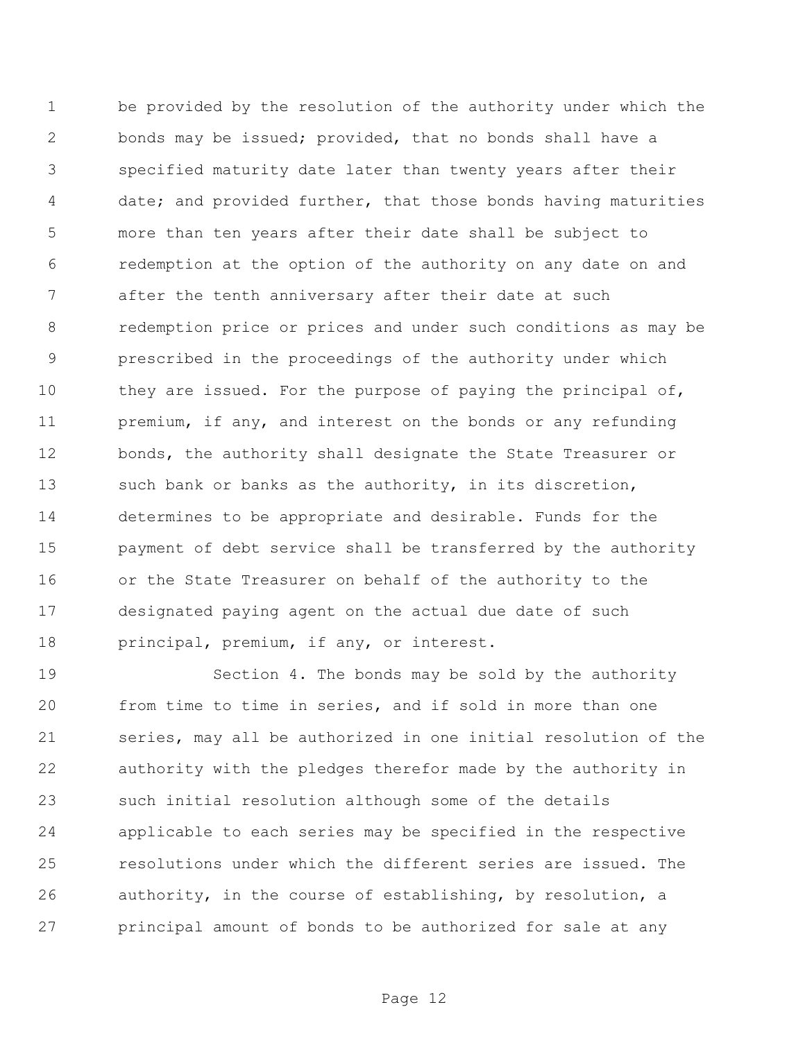be provided by the resolution of the authority under which the bonds may be issued; provided, that no bonds shall have a specified maturity date later than twenty years after their date; and provided further, that those bonds having maturities more than ten years after their date shall be subject to redemption at the option of the authority on any date on and after the tenth anniversary after their date at such redemption price or prices and under such conditions as may be prescribed in the proceedings of the authority under which they are issued. For the purpose of paying the principal of, premium, if any, and interest on the bonds or any refunding bonds, the authority shall designate the State Treasurer or such bank or banks as the authority, in its discretion, determines to be appropriate and desirable. Funds for the payment of debt service shall be transferred by the authority or the State Treasurer on behalf of the authority to the designated paying agent on the actual due date of such principal, premium, if any, or interest.

Section 4. The bonds may be sold by the authority from time to time in series, and if sold in more than one series, may all be authorized in one initial resolution of the authority with the pledges therefor made by the authority in such initial resolution although some of the details applicable to each series may be specified in the respective resolutions under which the different series are issued. The authority, in the course of establishing, by resolution, a principal amount of bonds to be authorized for sale at any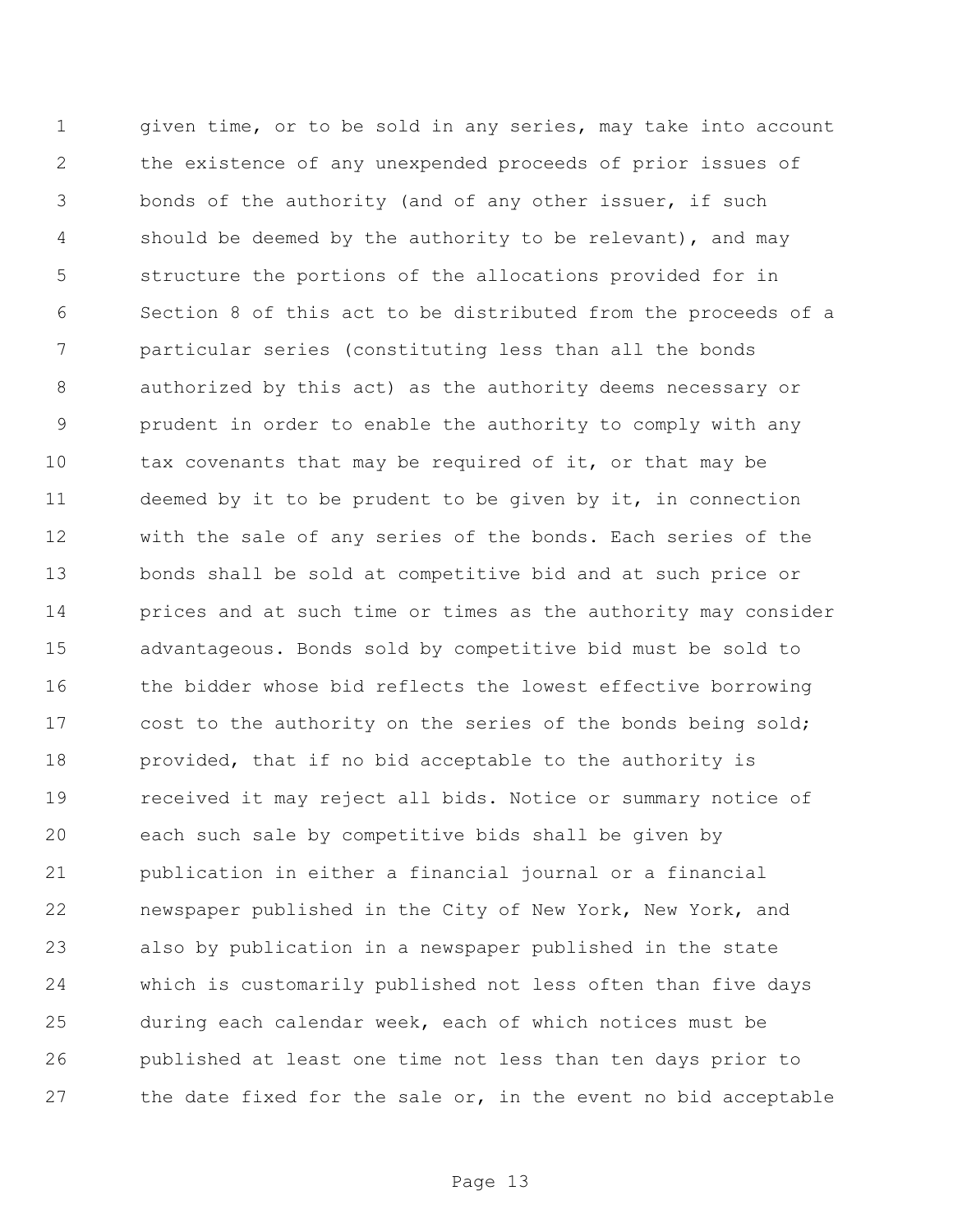given time, or to be sold in any series, may take into account the existence of any unexpended proceeds of prior issues of bonds of the authority (and of any other issuer, if such should be deemed by the authority to be relevant), and may structure the portions of the allocations provided for in Section 8 of this act to be distributed from the proceeds of a particular series (constituting less than all the bonds authorized by this act) as the authority deems necessary or prudent in order to enable the authority to comply with any tax covenants that may be required of it, or that may be deemed by it to be prudent to be given by it, in connection with the sale of any series of the bonds. Each series of the bonds shall be sold at competitive bid and at such price or prices and at such time or times as the authority may consider advantageous. Bonds sold by competitive bid must be sold to the bidder whose bid reflects the lowest effective borrowing cost to the authority on the series of the bonds being sold; provided, that if no bid acceptable to the authority is received it may reject all bids. Notice or summary notice of each such sale by competitive bids shall be given by publication in either a financial journal or a financial newspaper published in the City of New York, New York, and also by publication in a newspaper published in the state which is customarily published not less often than five days during each calendar week, each of which notices must be published at least one time not less than ten days prior to the date fixed for the sale or, in the event no bid acceptable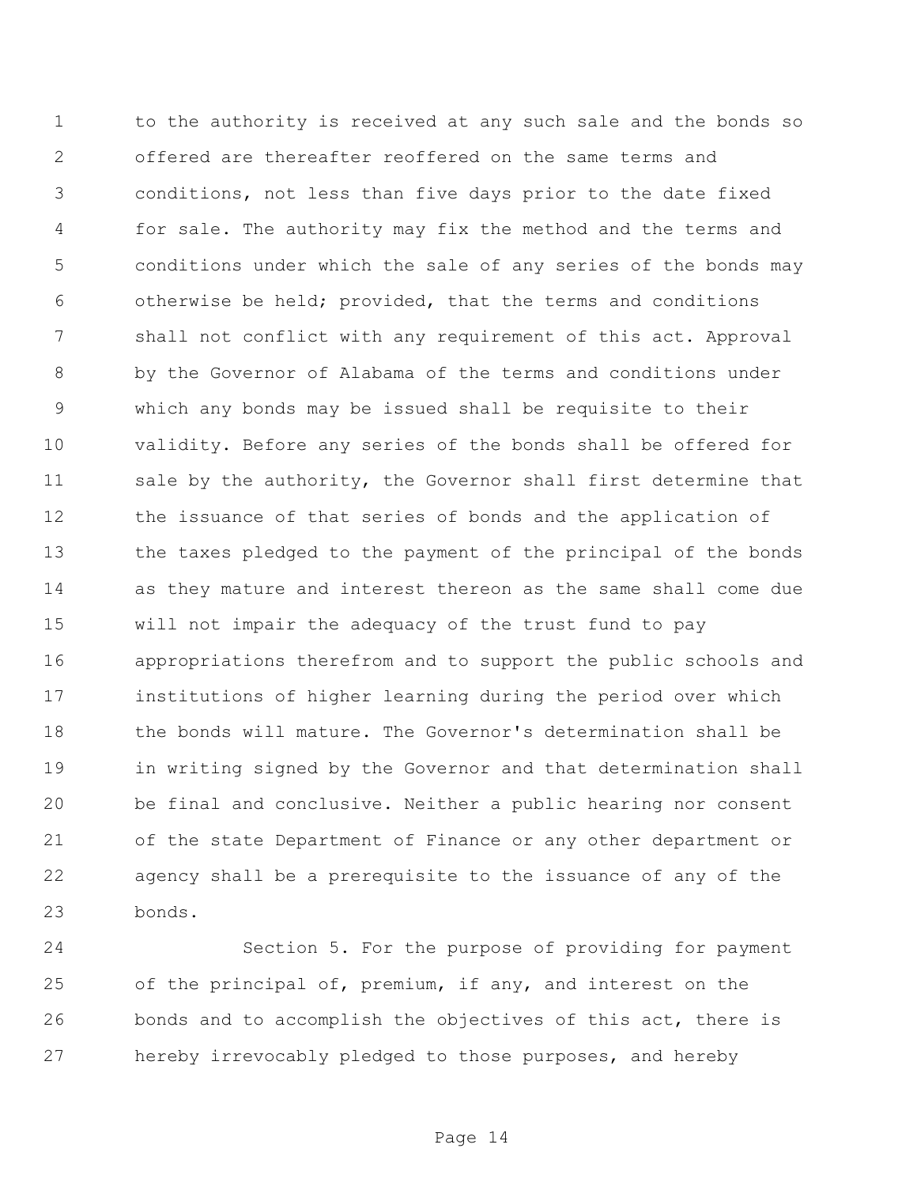to the authority is received at any such sale and the bonds so offered are thereafter reoffered on the same terms and conditions, not less than five days prior to the date fixed for sale. The authority may fix the method and the terms and conditions under which the sale of any series of the bonds may otherwise be held; provided, that the terms and conditions shall not conflict with any requirement of this act. Approval by the Governor of Alabama of the terms and conditions under which any bonds may be issued shall be requisite to their validity. Before any series of the bonds shall be offered for sale by the authority, the Governor shall first determine that the issuance of that series of bonds and the application of the taxes pledged to the payment of the principal of the bonds as they mature and interest thereon as the same shall come due will not impair the adequacy of the trust fund to pay appropriations therefrom and to support the public schools and institutions of higher learning during the period over which the bonds will mature. The Governor's determination shall be in writing signed by the Governor and that determination shall be final and conclusive. Neither a public hearing nor consent of the state Department of Finance or any other department or agency shall be a prerequisite to the issuance of any of the bonds.

Section 5. For the purpose of providing for payment of the principal of, premium, if any, and interest on the bonds and to accomplish the objectives of this act, there is hereby irrevocably pledged to those purposes, and hereby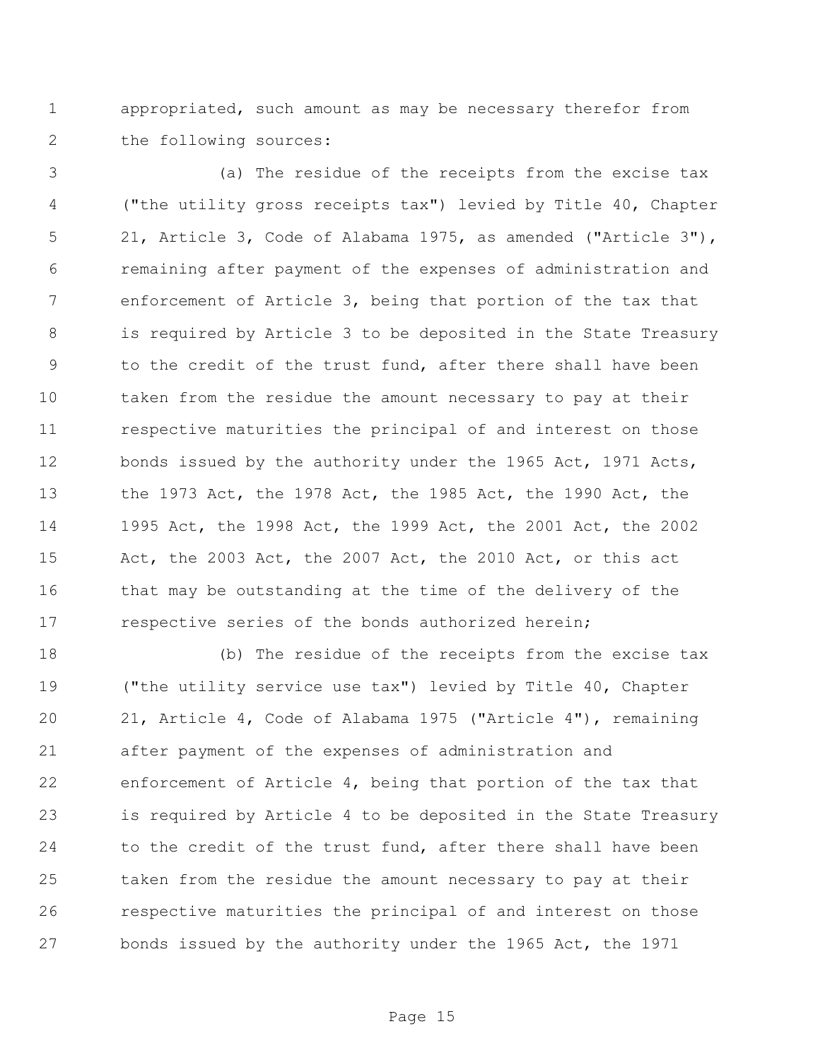appropriated, such amount as may be necessary therefor from the following sources:

(a) The residue of the receipts from the excise tax ("the utility gross receipts tax") levied by Title 40, Chapter 21, Article 3, Code of Alabama 1975, as amended ("Article 3"), remaining after payment of the expenses of administration and enforcement of Article 3, being that portion of the tax that is required by Article 3 to be deposited in the State Treasury to the credit of the trust fund, after there shall have been taken from the residue the amount necessary to pay at their respective maturities the principal of and interest on those bonds issued by the authority under the 1965 Act, 1971 Acts, the 1973 Act, the 1978 Act, the 1985 Act, the 1990 Act, the 1995 Act, the 1998 Act, the 1999 Act, the 2001 Act, the 2002 Act, the 2003 Act, the 2007 Act, the 2010 Act, or this act that may be outstanding at the time of the delivery of the respective series of the bonds authorized herein;

(b) The residue of the receipts from the excise tax ("the utility service use tax") levied by Title 40, Chapter 21, Article 4, Code of Alabama 1975 ("Article 4"), remaining after payment of the expenses of administration and enforcement of Article 4, being that portion of the tax that is required by Article 4 to be deposited in the State Treasury to the credit of the trust fund, after there shall have been taken from the residue the amount necessary to pay at their respective maturities the principal of and interest on those bonds issued by the authority under the 1965 Act, the 1971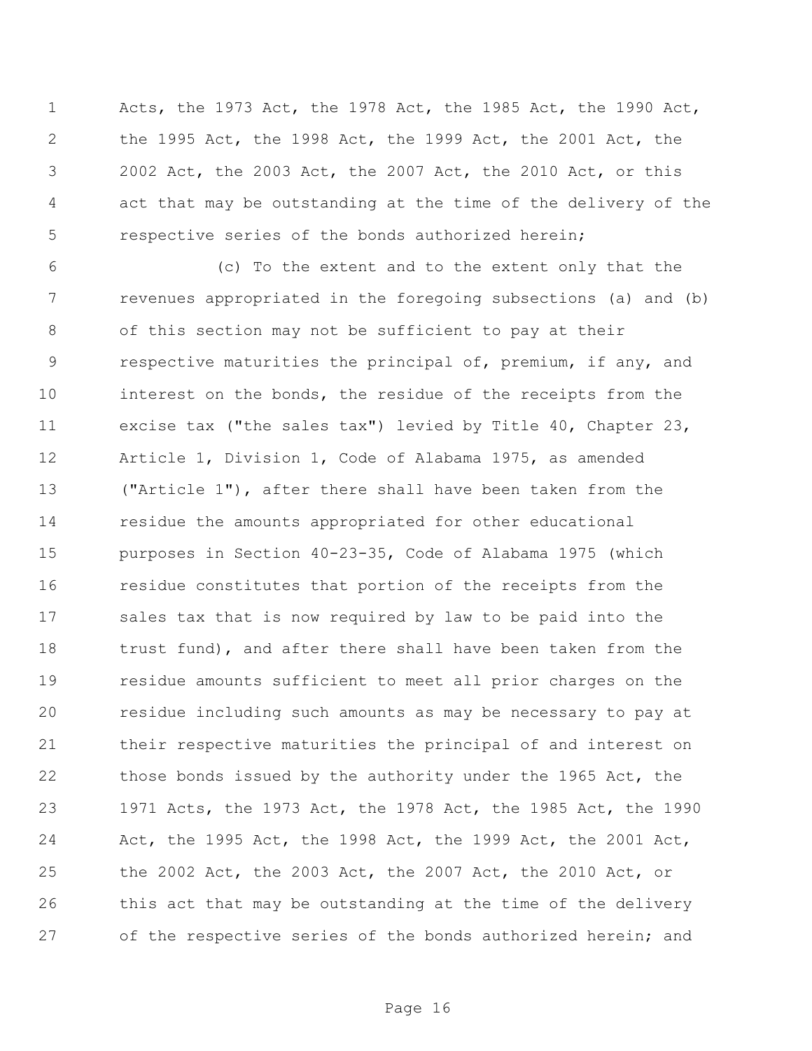Acts, the 1973 Act, the 1978 Act, the 1985 Act, the 1990 Act, the 1995 Act, the 1998 Act, the 1999 Act, the 2001 Act, the 2002 Act, the 2003 Act, the 2007 Act, the 2010 Act, or this act that may be outstanding at the time of the delivery of the respective series of the bonds authorized herein;

(c) To the extent and to the extent only that the revenues appropriated in the foregoing subsections (a) and (b) of this section may not be sufficient to pay at their respective maturities the principal of, premium, if any, and interest on the bonds, the residue of the receipts from the excise tax ("the sales tax") levied by Title 40, Chapter 23, Article 1, Division 1, Code of Alabama 1975, as amended ("Article 1"), after there shall have been taken from the residue the amounts appropriated for other educational purposes in Section 40-23-35, Code of Alabama 1975 (which residue constitutes that portion of the receipts from the sales tax that is now required by law to be paid into the trust fund), and after there shall have been taken from the residue amounts sufficient to meet all prior charges on the residue including such amounts as may be necessary to pay at their respective maturities the principal of and interest on those bonds issued by the authority under the 1965 Act, the 1971 Acts, the 1973 Act, the 1978 Act, the 1985 Act, the 1990 Act, the 1995 Act, the 1998 Act, the 1999 Act, the 2001 Act, the 2002 Act, the 2003 Act, the 2007 Act, the 2010 Act, or this act that may be outstanding at the time of the delivery of the respective series of the bonds authorized herein; and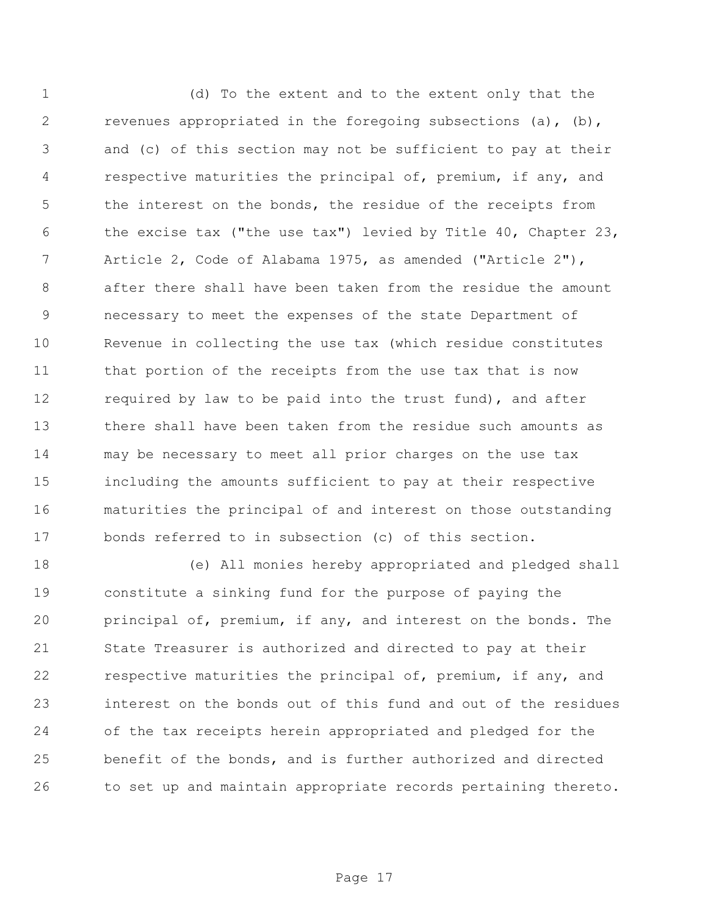(d) To the extent and to the extent only that the revenues appropriated in the foregoing subsections (a), (b), and (c) of this section may not be sufficient to pay at their respective maturities the principal of, premium, if any, and the interest on the bonds, the residue of the receipts from the excise tax ("the use tax") levied by Title 40, Chapter 23, Article 2, Code of Alabama 1975, as amended ("Article 2"), after there shall have been taken from the residue the amount necessary to meet the expenses of the state Department of Revenue in collecting the use tax (which residue constitutes that portion of the receipts from the use tax that is now required by law to be paid into the trust fund), and after there shall have been taken from the residue such amounts as may be necessary to meet all prior charges on the use tax including the amounts sufficient to pay at their respective maturities the principal of and interest on those outstanding bonds referred to in subsection (c) of this section.

(e) All monies hereby appropriated and pledged shall constitute a sinking fund for the purpose of paying the principal of, premium, if any, and interest on the bonds. The State Treasurer is authorized and directed to pay at their respective maturities the principal of, premium, if any, and interest on the bonds out of this fund and out of the residues of the tax receipts herein appropriated and pledged for the benefit of the bonds, and is further authorized and directed to set up and maintain appropriate records pertaining thereto.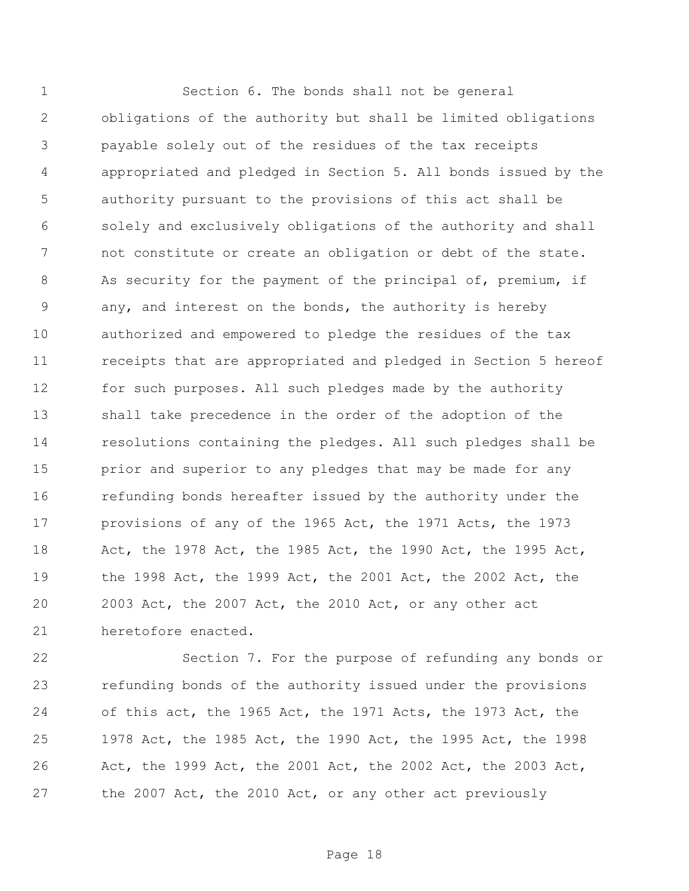Section 6. The bonds shall not be general obligations of the authority but shall be limited obligations payable solely out of the residues of the tax receipts appropriated and pledged in Section 5. All bonds issued by the authority pursuant to the provisions of this act shall be solely and exclusively obligations of the authority and shall not constitute or create an obligation or debt of the state. As security for the payment of the principal of, premium, if any, and interest on the bonds, the authority is hereby authorized and empowered to pledge the residues of the tax receipts that are appropriated and pledged in Section 5 hereof for such purposes. All such pledges made by the authority shall take precedence in the order of the adoption of the resolutions containing the pledges. All such pledges shall be prior and superior to any pledges that may be made for any refunding bonds hereafter issued by the authority under the provisions of any of the 1965 Act, the 1971 Acts, the 1973 Act, the 1978 Act, the 1985 Act, the 1990 Act, the 1995 Act, the 1998 Act, the 1999 Act, the 2001 Act, the 2002 Act, the 2003 Act, the 2007 Act, the 2010 Act, or any other act heretofore enacted.

Section 7. For the purpose of refunding any bonds or refunding bonds of the authority issued under the provisions of this act, the 1965 Act, the 1971 Acts, the 1973 Act, the 1978 Act, the 1985 Act, the 1990 Act, the 1995 Act, the 1998 Act, the 1999 Act, the 2001 Act, the 2002 Act, the 2003 Act, the 2007 Act, the 2010 Act, or any other act previously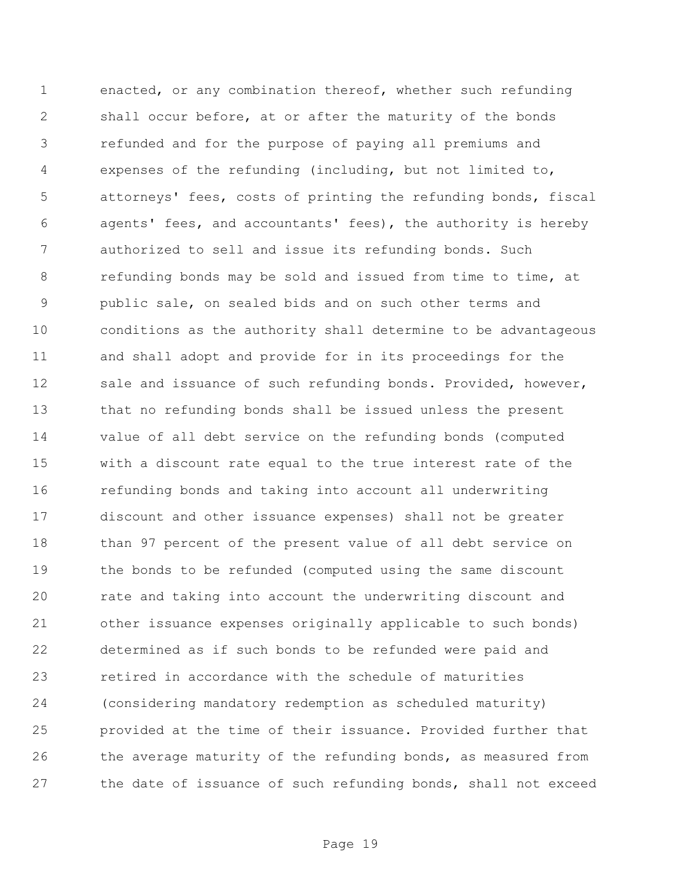enacted, or any combination thereof, whether such refunding shall occur before, at or after the maturity of the bonds refunded and for the purpose of paying all premiums and expenses of the refunding (including, but not limited to, attorneys' fees, costs of printing the refunding bonds, fiscal agents' fees, and accountants' fees), the authority is hereby authorized to sell and issue its refunding bonds. Such refunding bonds may be sold and issued from time to time, at public sale, on sealed bids and on such other terms and conditions as the authority shall determine to be advantageous and shall adopt and provide for in its proceedings for the sale and issuance of such refunding bonds. Provided, however, that no refunding bonds shall be issued unless the present value of all debt service on the refunding bonds (computed with a discount rate equal to the true interest rate of the refunding bonds and taking into account all underwriting discount and other issuance expenses) shall not be greater than 97 percent of the present value of all debt service on the bonds to be refunded (computed using the same discount rate and taking into account the underwriting discount and other issuance expenses originally applicable to such bonds) determined as if such bonds to be refunded were paid and retired in accordance with the schedule of maturities (considering mandatory redemption as scheduled maturity) provided at the time of their issuance. Provided further that the average maturity of the refunding bonds, as measured from the date of issuance of such refunding bonds, shall not exceed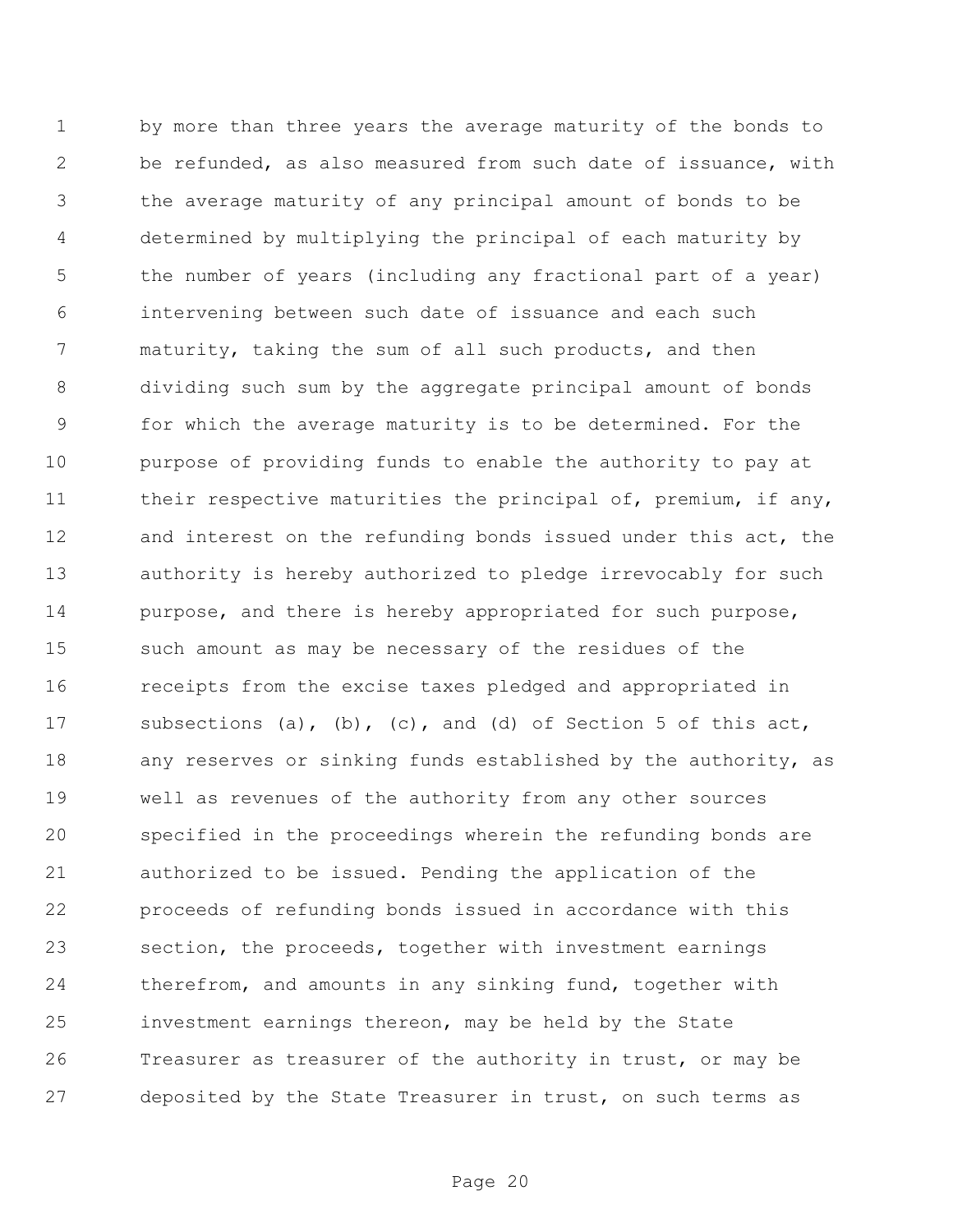by more than three years the average maturity of the bonds to be refunded, as also measured from such date of issuance, with the average maturity of any principal amount of bonds to be determined by multiplying the principal of each maturity by the number of years (including any fractional part of a year) intervening between such date of issuance and each such maturity, taking the sum of all such products, and then dividing such sum by the aggregate principal amount of bonds for which the average maturity is to be determined. For the purpose of providing funds to enable the authority to pay at their respective maturities the principal of, premium, if any, and interest on the refunding bonds issued under this act, the authority is hereby authorized to pledge irrevocably for such purpose, and there is hereby appropriated for such purpose, such amount as may be necessary of the residues of the receipts from the excise taxes pledged and appropriated in subsections (a), (b), (c), and (d) of Section 5 of this act, any reserves or sinking funds established by the authority, as well as revenues of the authority from any other sources specified in the proceedings wherein the refunding bonds are authorized to be issued. Pending the application of the proceeds of refunding bonds issued in accordance with this section, the proceeds, together with investment earnings therefrom, and amounts in any sinking fund, together with investment earnings thereon, may be held by the State Treasurer as treasurer of the authority in trust, or may be deposited by the State Treasurer in trust, on such terms as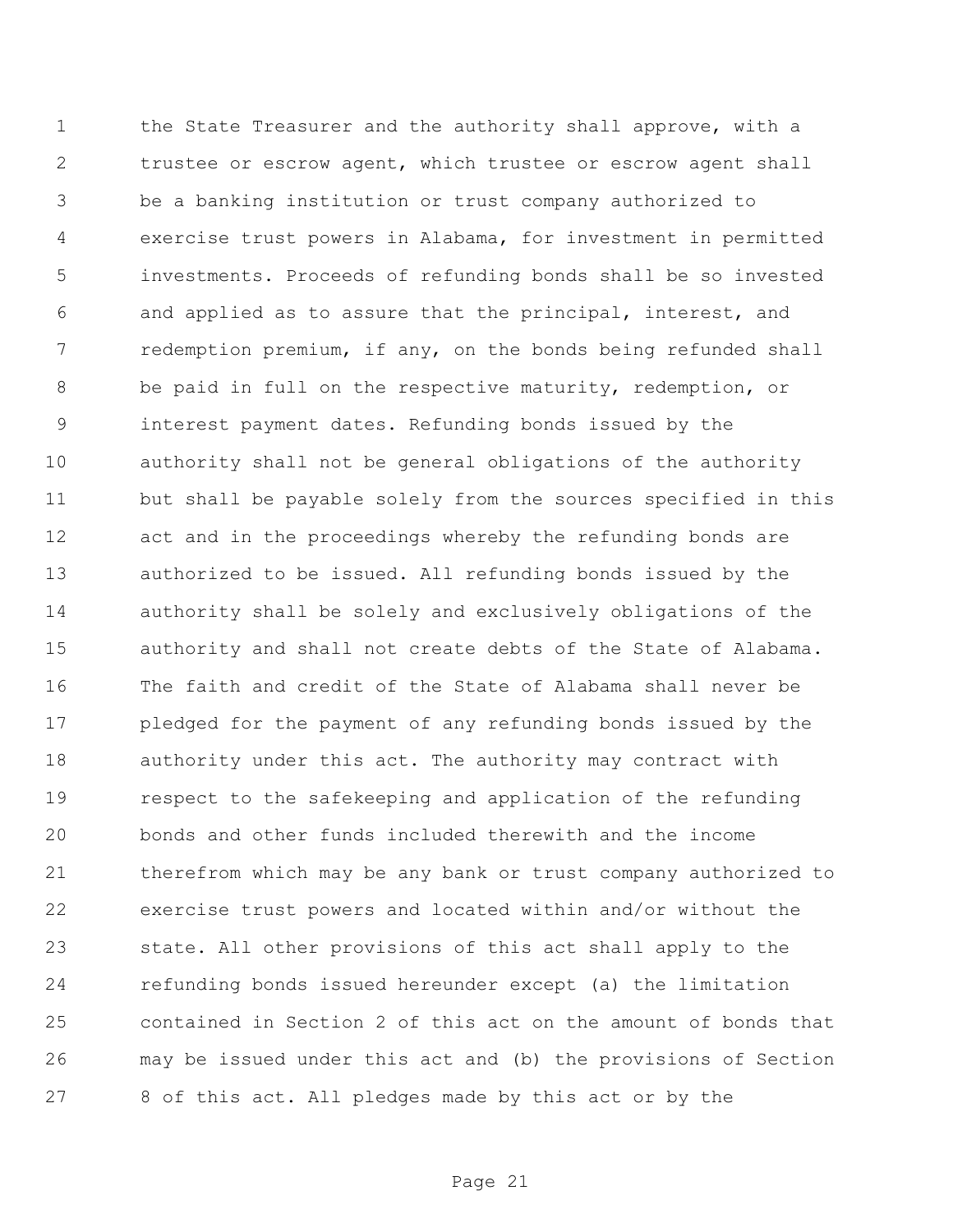the State Treasurer and the authority shall approve, with a trustee or escrow agent, which trustee or escrow agent shall be a banking institution or trust company authorized to exercise trust powers in Alabama, for investment in permitted investments. Proceeds of refunding bonds shall be so invested and applied as to assure that the principal, interest, and redemption premium, if any, on the bonds being refunded shall be paid in full on the respective maturity, redemption, or interest payment dates. Refunding bonds issued by the authority shall not be general obligations of the authority but shall be payable solely from the sources specified in this act and in the proceedings whereby the refunding bonds are authorized to be issued. All refunding bonds issued by the authority shall be solely and exclusively obligations of the authority and shall not create debts of the State of Alabama. The faith and credit of the State of Alabama shall never be pledged for the payment of any refunding bonds issued by the authority under this act. The authority may contract with respect to the safekeeping and application of the refunding bonds and other funds included therewith and the income therefrom which may be any bank or trust company authorized to exercise trust powers and located within and/or without the state. All other provisions of this act shall apply to the refunding bonds issued hereunder except (a) the limitation contained in Section 2 of this act on the amount of bonds that may be issued under this act and (b) the provisions of Section 8 of this act. All pledges made by this act or by the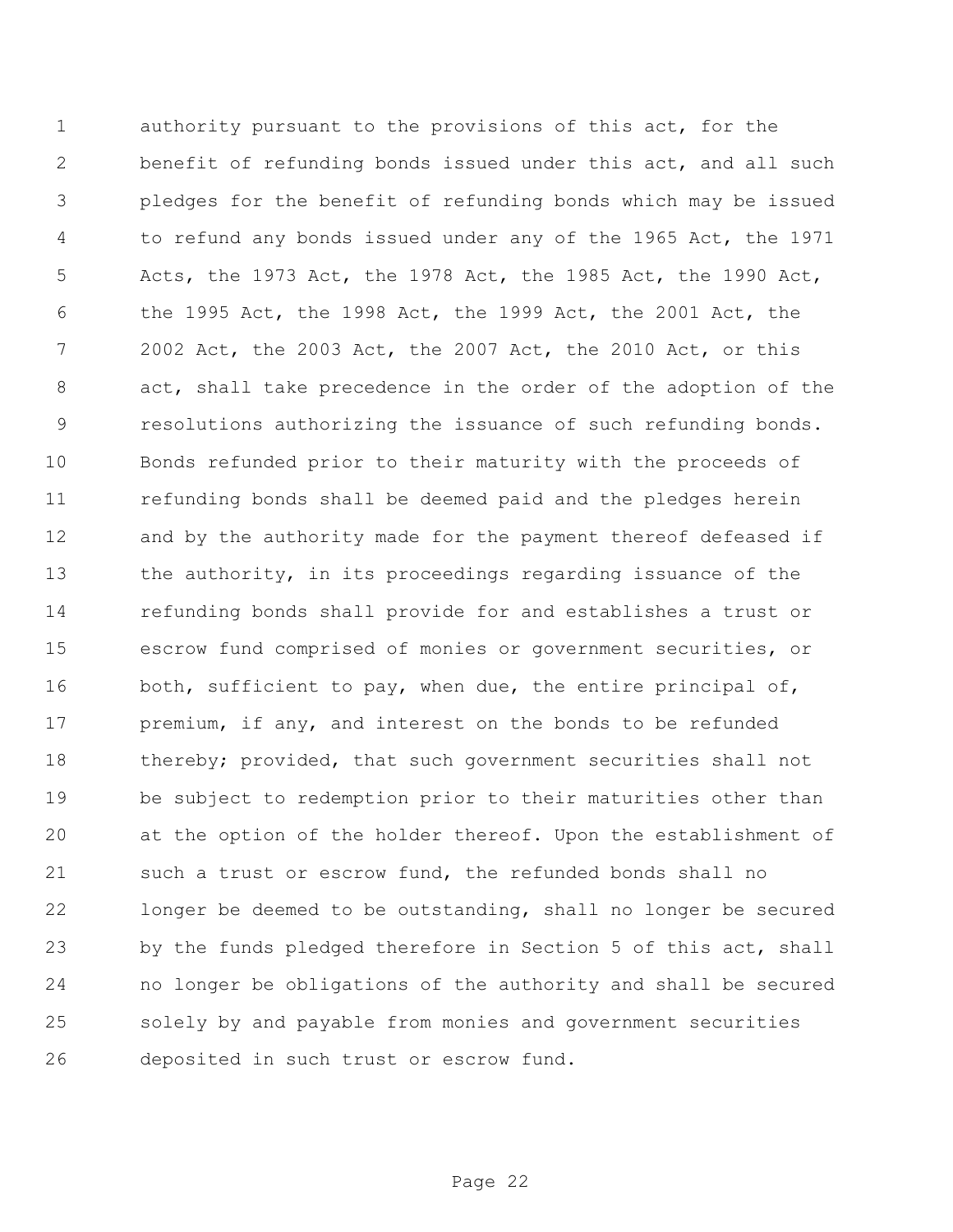authority pursuant to the provisions of this act, for the benefit of refunding bonds issued under this act, and all such pledges for the benefit of refunding bonds which may be issued to refund any bonds issued under any of the 1965 Act, the 1971 Acts, the 1973 Act, the 1978 Act, the 1985 Act, the 1990 Act, the 1995 Act, the 1998 Act, the 1999 Act, the 2001 Act, the 2002 Act, the 2003 Act, the 2007 Act, the 2010 Act, or this act, shall take precedence in the order of the adoption of the resolutions authorizing the issuance of such refunding bonds. Bonds refunded prior to their maturity with the proceeds of refunding bonds shall be deemed paid and the pledges herein and by the authority made for the payment thereof defeased if the authority, in its proceedings regarding issuance of the refunding bonds shall provide for and establishes a trust or escrow fund comprised of monies or government securities, or both, sufficient to pay, when due, the entire principal of, premium, if any, and interest on the bonds to be refunded thereby; provided, that such government securities shall not be subject to redemption prior to their maturities other than at the option of the holder thereof. Upon the establishment of such a trust or escrow fund, the refunded bonds shall no longer be deemed to be outstanding, shall no longer be secured by the funds pledged therefore in Section 5 of this act, shall no longer be obligations of the authority and shall be secured solely by and payable from monies and government securities deposited in such trust or escrow fund.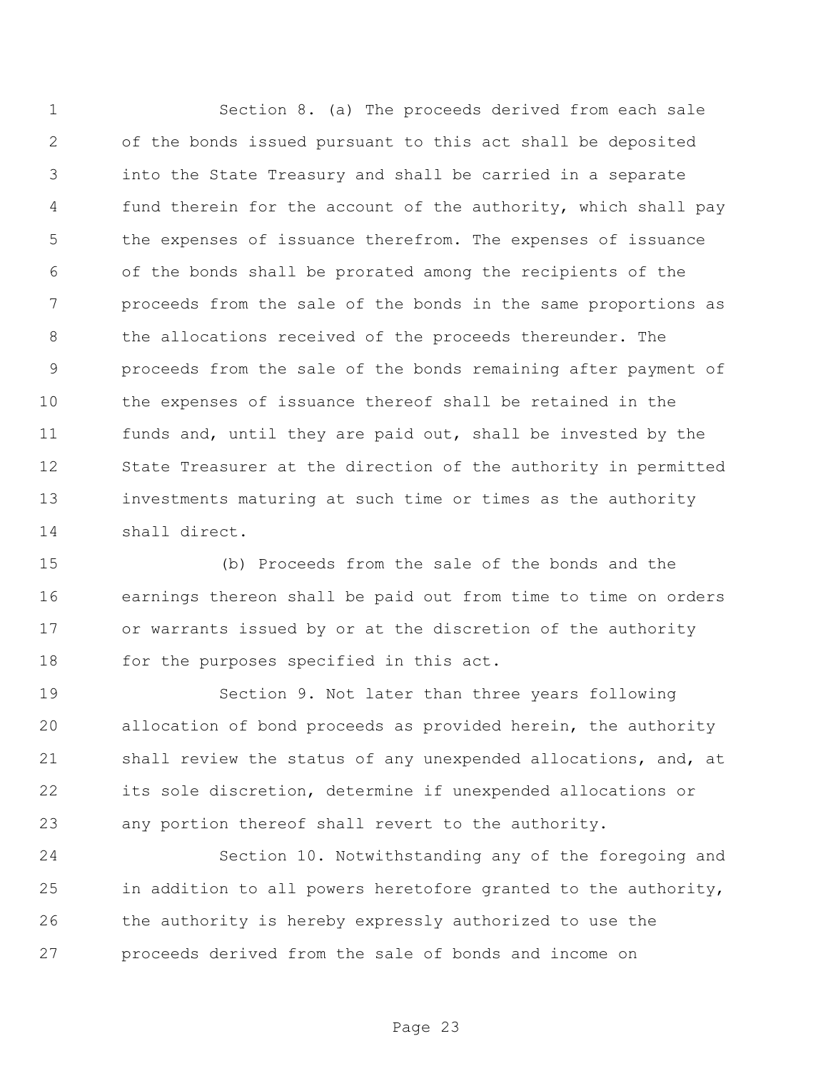Section 8. (a) The proceeds derived from each sale of the bonds issued pursuant to this act shall be deposited into the State Treasury and shall be carried in a separate fund therein for the account of the authority, which shall pay the expenses of issuance therefrom. The expenses of issuance of the bonds shall be prorated among the recipients of the proceeds from the sale of the bonds in the same proportions as the allocations received of the proceeds thereunder. The proceeds from the sale of the bonds remaining after payment of the expenses of issuance thereof shall be retained in the funds and, until they are paid out, shall be invested by the State Treasurer at the direction of the authority in permitted investments maturing at such time or times as the authority shall direct.

(b) Proceeds from the sale of the bonds and the earnings thereon shall be paid out from time to time on orders or warrants issued by or at the discretion of the authority for the purposes specified in this act.

Section 9. Not later than three years following allocation of bond proceeds as provided herein, the authority shall review the status of any unexpended allocations, and, at its sole discretion, determine if unexpended allocations or any portion thereof shall revert to the authority.

Section 10. Notwithstanding any of the foregoing and in addition to all powers heretofore granted to the authority, the authority is hereby expressly authorized to use the proceeds derived from the sale of bonds and income on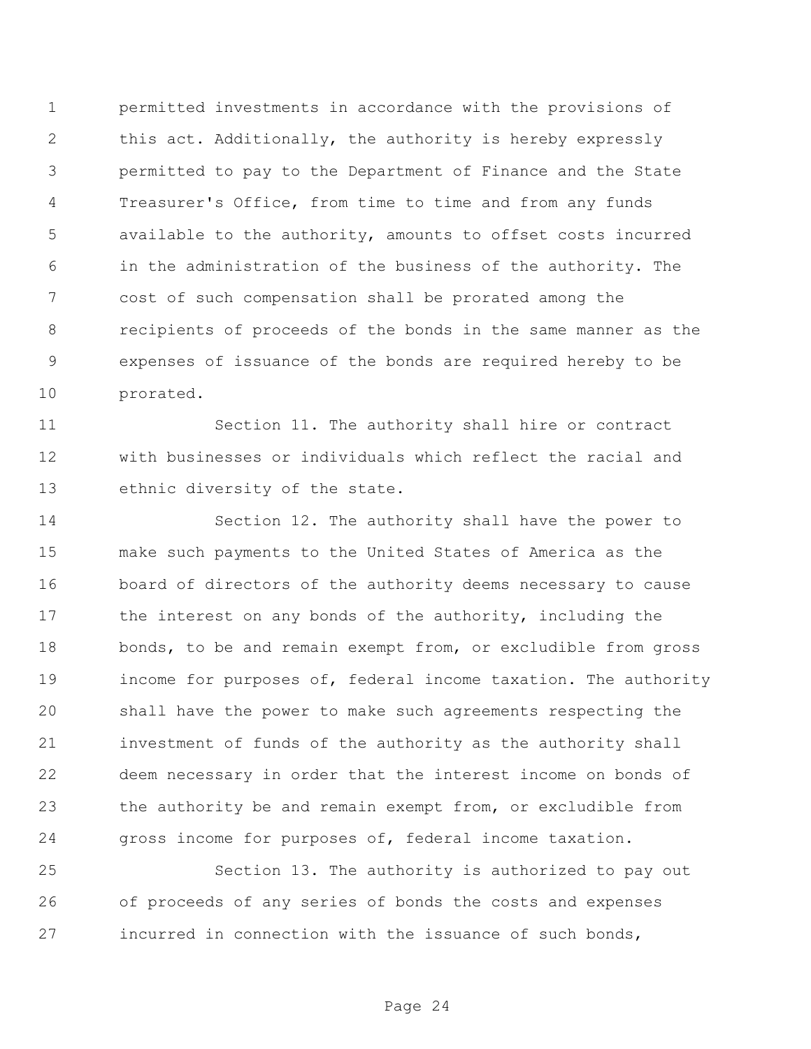permitted investments in accordance with the provisions of this act. Additionally, the authority is hereby expressly permitted to pay to the Department of Finance and the State Treasurer's Office, from time to time and from any funds available to the authority, amounts to offset costs incurred in the administration of the business of the authority. The cost of such compensation shall be prorated among the recipients of proceeds of the bonds in the same manner as the expenses of issuance of the bonds are required hereby to be prorated.

Section 11. The authority shall hire or contract with businesses or individuals which reflect the racial and ethnic diversity of the state.

Section 12. The authority shall have the power to make such payments to the United States of America as the board of directors of the authority deems necessary to cause the interest on any bonds of the authority, including the bonds, to be and remain exempt from, or excludible from gross income for purposes of, federal income taxation. The authority shall have the power to make such agreements respecting the investment of funds of the authority as the authority shall deem necessary in order that the interest income on bonds of the authority be and remain exempt from, or excludible from gross income for purposes of, federal income taxation.

Section 13. The authority is authorized to pay out of proceeds of any series of bonds the costs and expenses incurred in connection with the issuance of such bonds,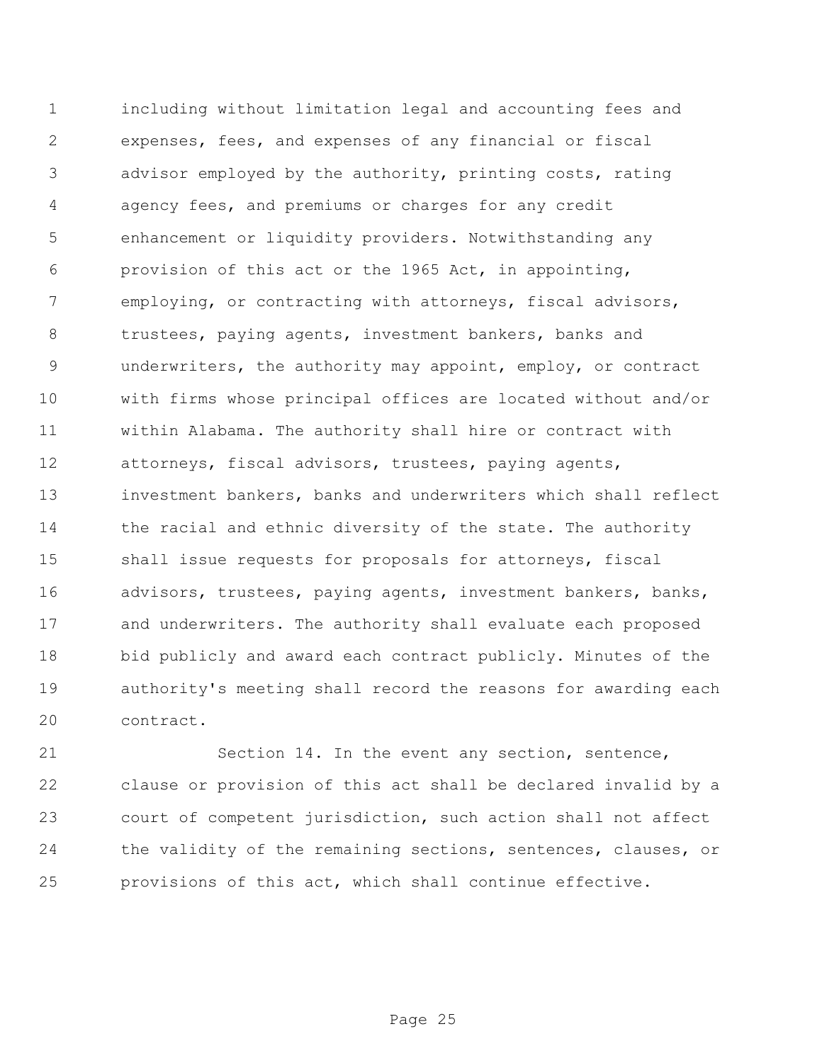including without limitation legal and accounting fees and expenses, fees, and expenses of any financial or fiscal advisor employed by the authority, printing costs, rating agency fees, and premiums or charges for any credit enhancement or liquidity providers. Notwithstanding any provision of this act or the 1965 Act, in appointing, employing, or contracting with attorneys, fiscal advisors, trustees, paying agents, investment bankers, banks and underwriters, the authority may appoint, employ, or contract with firms whose principal offices are located without and/or within Alabama. The authority shall hire or contract with attorneys, fiscal advisors, trustees, paying agents, investment bankers, banks and underwriters which shall reflect the racial and ethnic diversity of the state. The authority shall issue requests for proposals for attorneys, fiscal advisors, trustees, paying agents, investment bankers, banks, and underwriters. The authority shall evaluate each proposed bid publicly and award each contract publicly. Minutes of the authority's meeting shall record the reasons for awarding each contract.

Section 14. In the event any section, sentence, clause or provision of this act shall be declared invalid by a court of competent jurisdiction, such action shall not affect the validity of the remaining sections, sentences, clauses, or provisions of this act, which shall continue effective.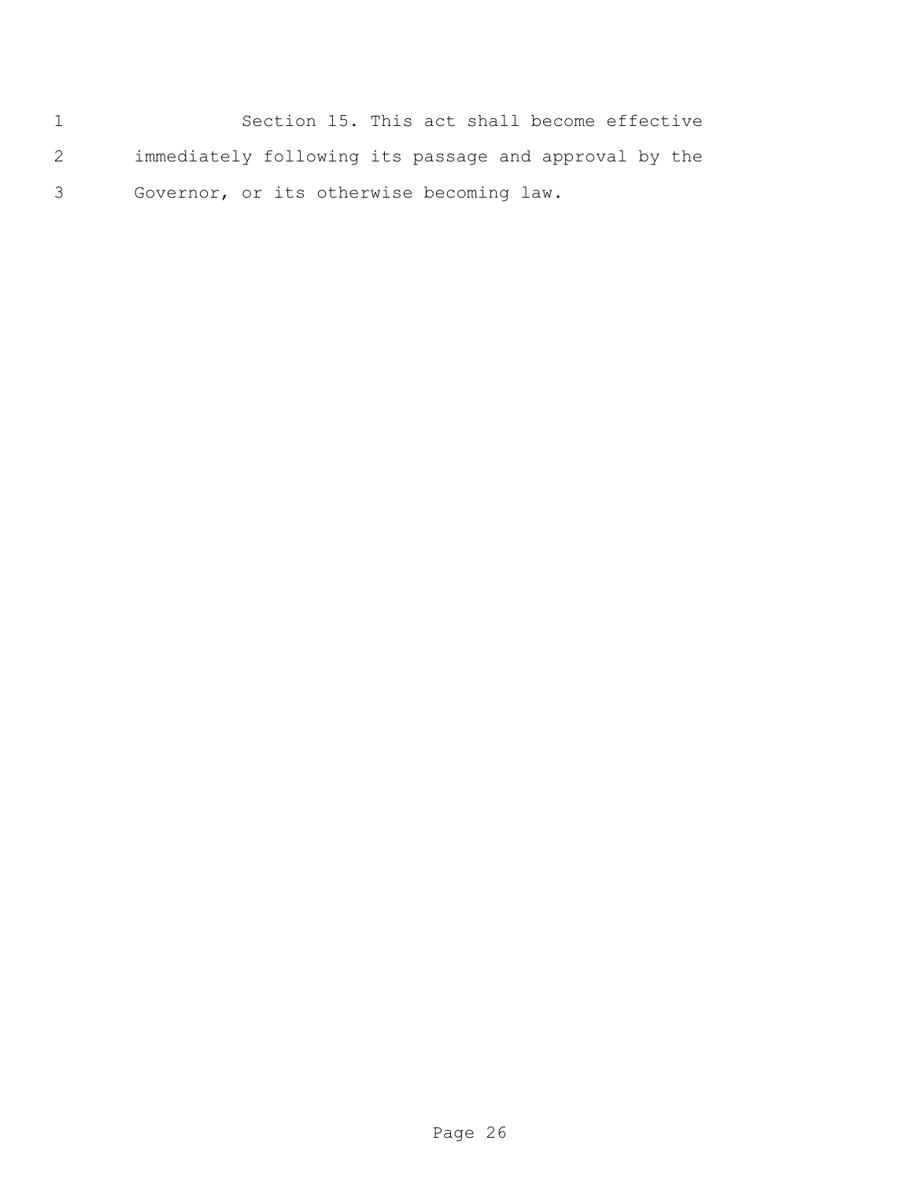Section 15. This act shall become effective immediately following its passage and approval by the Governor, or its otherwise becoming law.